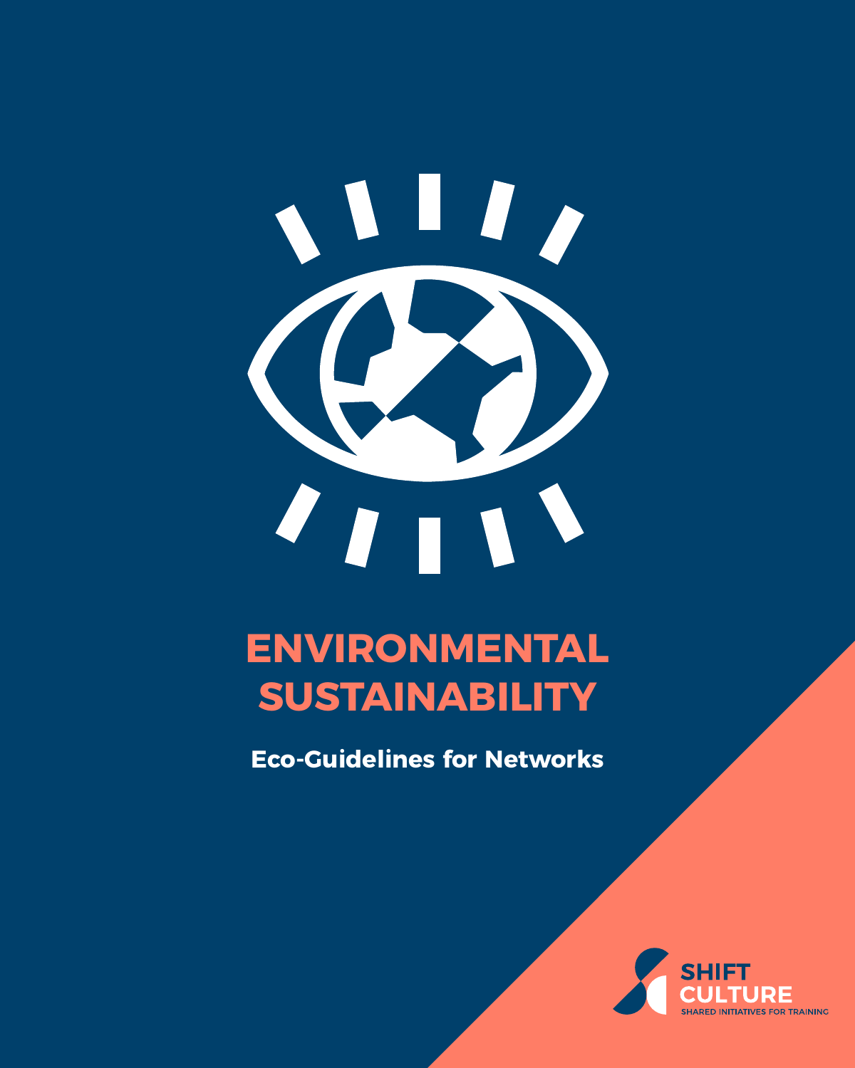# ENVIRONMENTAL SUSTAINABILITY

**Eco-Guidelines for Networks**

SHIFT CULTURE
SHARED INITIATIVES FOR TRAINING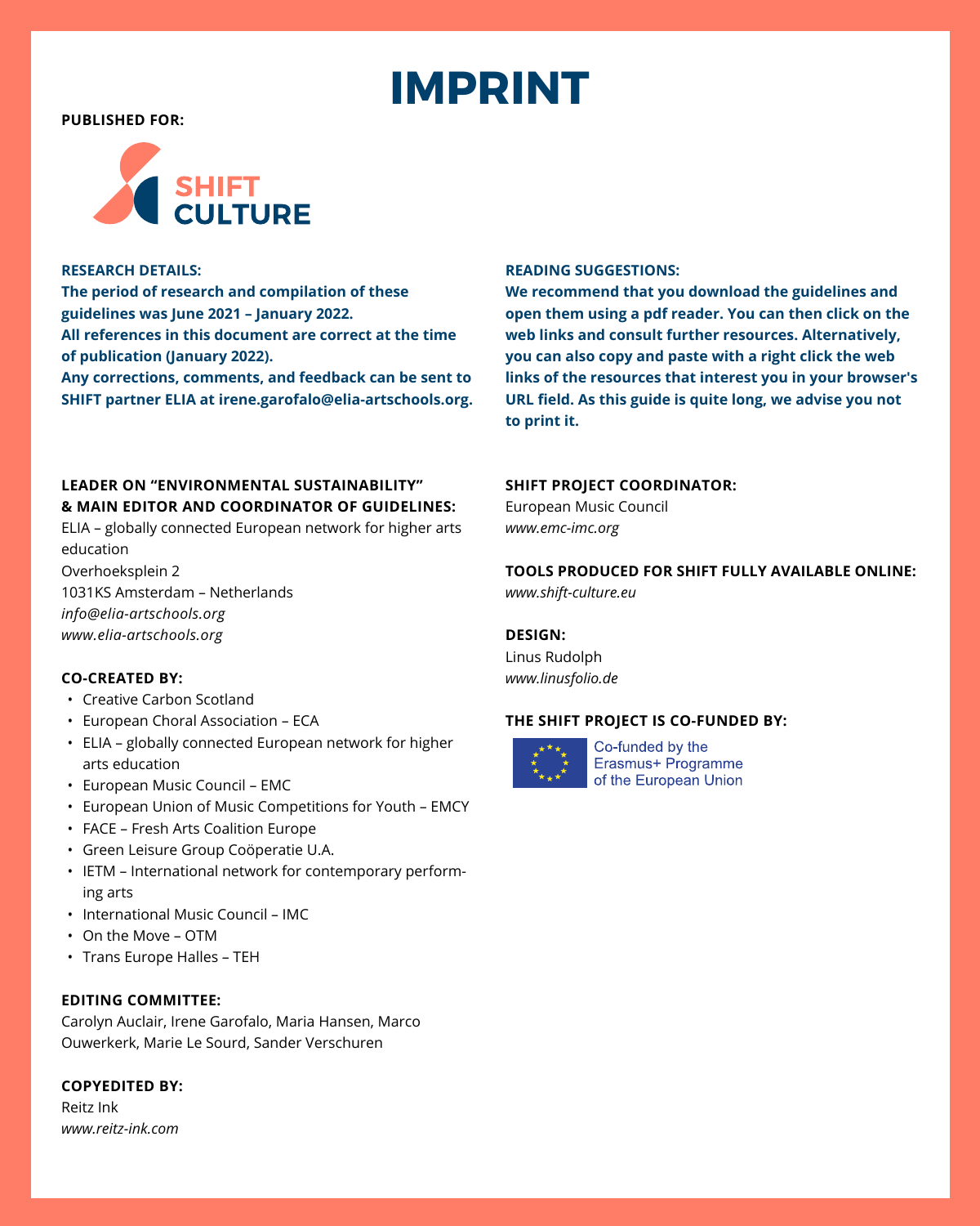# IMPRINT

**PUBLISHED FOR:**

SHIFT CULTURE

**RESEARCH DETAILS:**
**The period of research and compilation of these guidelines was June 2021 – January 2022.**
**All references in this document are correct at the time of publication (January 2022).**
**Any corrections, comments, and feedback can be sent to SHIFT partner ELIA at irene.garofalo@elia-artschools.org.**

**LEADER ON "ENVIRONMENTAL SUSTAINABILITY" & MAIN EDITOR AND COORDINATOR OF GUIDELINES:**
ELIA – globally connected European network for higher arts education
Overhoeksplein 2
1031KS Amsterdam – Netherlands
*info@elia-artschools.org*
*www.elia-artschools.org*

**CO-CREATED BY:**

- Creative Carbon Scotland
- European Choral Association – ECA
- ELIA – globally connected European network for higher arts education
- European Music Council – EMC
- European Union of Music Competitions for Youth – EMCY
- FACE – Fresh Arts Coalition Europe
- Green Leisure Group Coöperatie U.A.
- IETM – International network for contemporary performing arts
- International Music Council – IMC
- On the Move – OTM
- Trans Europe Halles – TEH

**EDITING COMMITTEE:**
Carolyn Auclair, Irene Garofalo, Maria Hansen, Marco Ouwerkerk, Marie Le Sourd, Sander Verschuren

**COPYEDITED BY:**
Reitz Ink
*www.reitz-ink.com*

**READING SUGGESTIONS:**
**We recommend that you download the guidelines and open them using a pdf reader. You can then click on the web links and consult further resources. Alternatively, you can also copy and paste with a right click the web links of the resources that interest you in your browser's URL field. As this guide is quite long, we advise you not to print it.**

**SHIFT PROJECT COORDINATOR:**
European Music Council
*www.emc-imc.org*

**TOOLS PRODUCED FOR SHIFT FULLY AVAILABLE ONLINE:**
*www.shift-culture.eu*

**DESIGN:**
Linus Rudolph
*www.linusfolio.de*

**THE SHIFT PROJECT IS CO-FUNDED BY:**

Co-funded by the Erasmus+ Programme of the European Union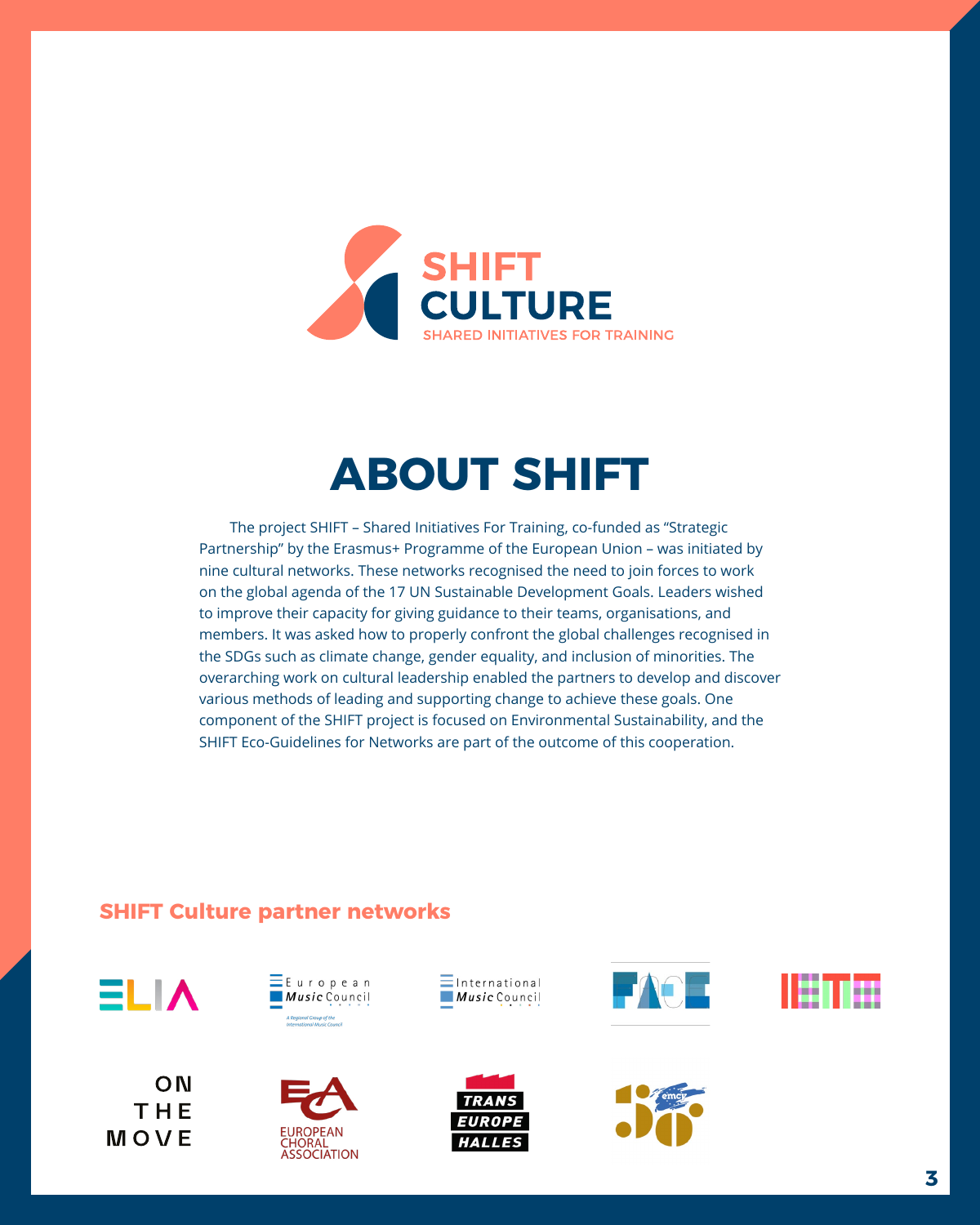SHIFT CULTURE

SHARED INITIATIVES FOR TRAINING

# ABOUT SHIFT

The project SHIFT – Shared Initiatives For Training, co-funded as "Strategic Partnership" by the Erasmus+ Programme of the European Union – was initiated by nine cultural networks. These networks recognised the need to join forces to work on the global agenda of the 17 UN Sustainable Development Goals. Leaders wished to improve their capacity for giving guidance to their teams, organisations, and members. It was asked how to properly confront the global challenges recognised in the SDGs such as climate change, gender equality, and inclusion of minorities. The overarching work on cultural leadership enabled the partners to develop and discover various methods of leading and supporting change to achieve these goals. One component of the SHIFT project is focused on Environmental Sustainability, and the SHIFT Eco-Guidelines for Networks are part of the outcome of this cooperation.

## SHIFT Culture partner networks

ELIA

European Music Council

A Regional Group of the International Music Council

International Music Council

FACE

IETM

ON THE MOVE

EUROPEAN CHORAL ASSOCIATION

TRANS EUROPE HALLES

emcy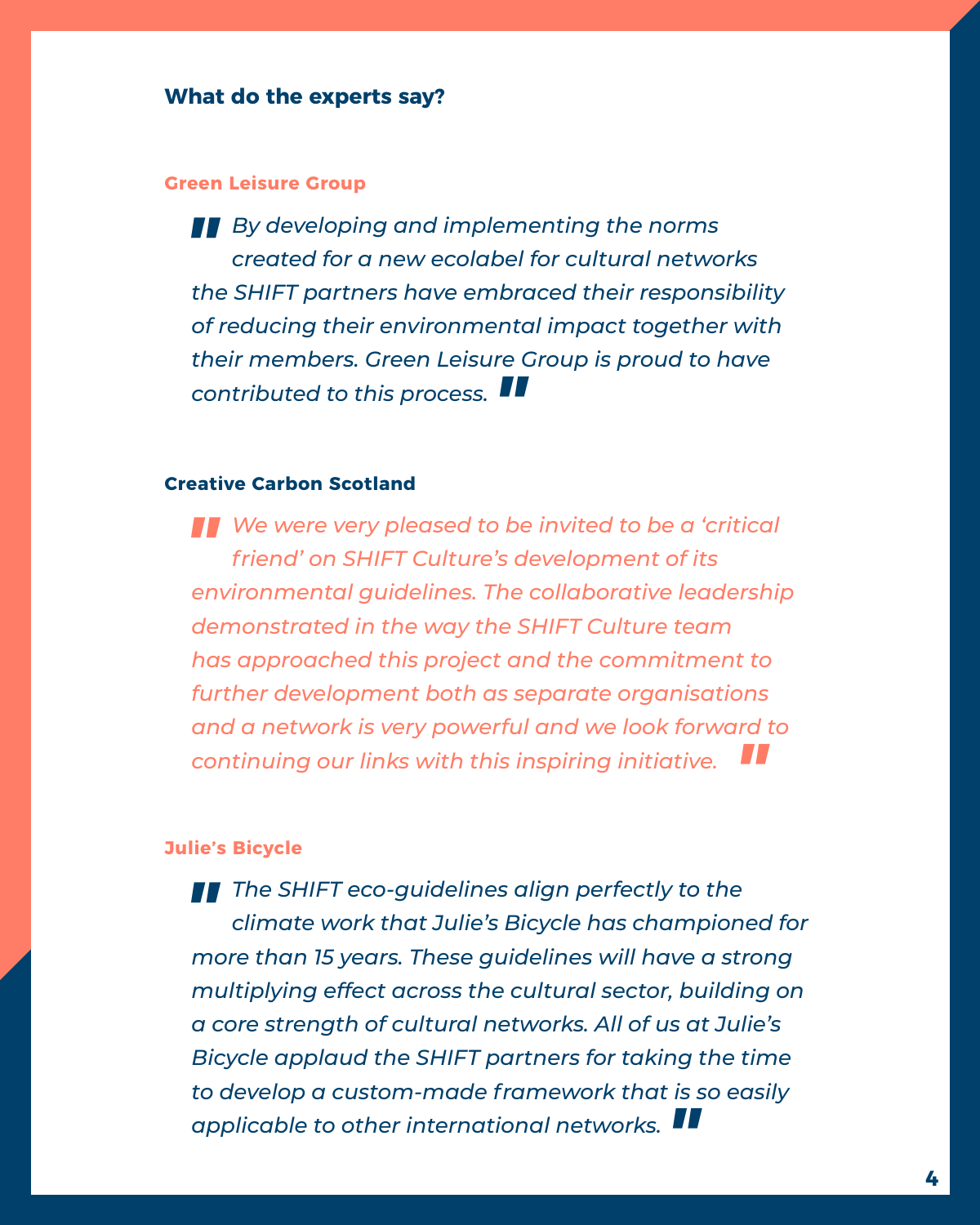## What do the experts say?

### Green Leisure Group

> *"By developing and implementing the norms created for a new ecolabel for cultural networks the SHIFT partners have embraced their responsibility of reducing their environmental impact together with their members. Green Leisure Group is proud to have contributed to this process."*

### Creative Carbon Scotland

> *"We were very pleased to be invited to be a 'critical friend' on SHIFT Culture's development of its environmental guidelines. The collaborative leadership demonstrated in the way the SHIFT Culture team has approached this project and the commitment to further development both as separate organisations and a network is very powerful and we look forward to continuing our links with this inspiring initiative."*

### Julie's Bicycle

> *"The SHIFT eco-guidelines align perfectly to the climate work that Julie's Bicycle has championed for more than 15 years. These guidelines will have a strong multiplying effect across the cultural sector, building on a core strength of cultural networks. All of us at Julie's Bicycle applaud the SHIFT partners for taking the time to develop a custom-made framework that is so easily applicable to other international networks."*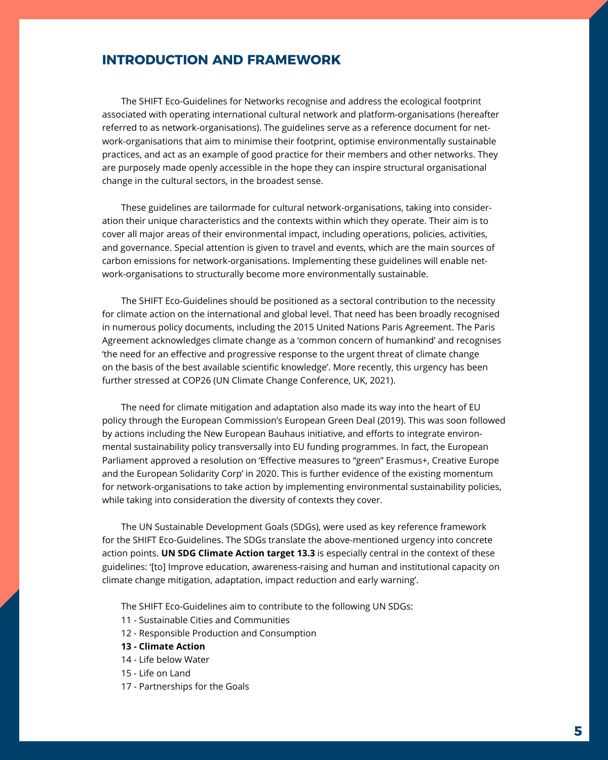## INTRODUCTION AND FRAMEWORK

The SHIFT Eco-Guidelines for Networks recognise and address the ecological footprint associated with operating international cultural network and platform-organisations (hereafter referred to as network-organisations). The guidelines serve as a reference document for network-organisations that aim to minimise their footprint, optimise environmentally sustainable practices, and act as an example of good practice for their members and other networks. They are purposely made openly accessible in the hope they can inspire structural organisational change in the cultural sectors, in the broadest sense.

These guidelines are tailormade for cultural network-organisations, taking into consideration their unique characteristics and the contexts within which they operate. Their aim is to cover all major areas of their environmental impact, including operations, policies, activities, and governance. Special attention is given to travel and events, which are the main sources of carbon emissions for network-organisations. Implementing these guidelines will enable network-organisations to structurally become more environmentally sustainable.

The SHIFT Eco-Guidelines should be positioned as a sectoral contribution to the necessity for climate action on the international and global level. That need has been broadly recognised in numerous policy documents, including the 2015 United Nations Paris Agreement. The Paris Agreement acknowledges climate change as a 'common concern of humankind' and recognises 'the need for an effective and progressive response to the urgent threat of climate change on the basis of the best available scientific knowledge'. More recently, this urgency has been further stressed at COP26 (UN Climate Change Conference, UK, 2021).

The need for climate mitigation and adaptation also made its way into the heart of EU policy through the European Commission's European Green Deal (2019). This was soon followed by actions including the New European Bauhaus initiative, and efforts to integrate environmental sustainability policy transversally into EU funding programmes. In fact, the European Parliament approved a resolution on 'Effective measures to "green" Erasmus+, Creative Europe and the European Solidarity Corp' in 2020. This is further evidence of the existing momentum for network-organisations to take action by implementing environmental sustainability policies, while taking into consideration the diversity of contexts they cover.

The UN Sustainable Development Goals (SDGs), were used as key reference framework for the SHIFT Eco-Guidelines. The SDGs translate the above-mentioned urgency into concrete action points. **UN SDG Climate Action target 13.3** is especially central in the context of these guidelines: '[to] Improve education, awareness-raising and human and institutional capacity on climate change mitigation, adaptation, impact reduction and early warning'.

The SHIFT Eco-Guidelines aim to contribute to the following UN SDGs:

- 11 - Sustainable Cities and Communities
- 12 - Responsible Production and Consumption
- **13 - Climate Action**
- 14 - Life below Water
- 15 - Life on Land
- 17 - Partnerships for the Goals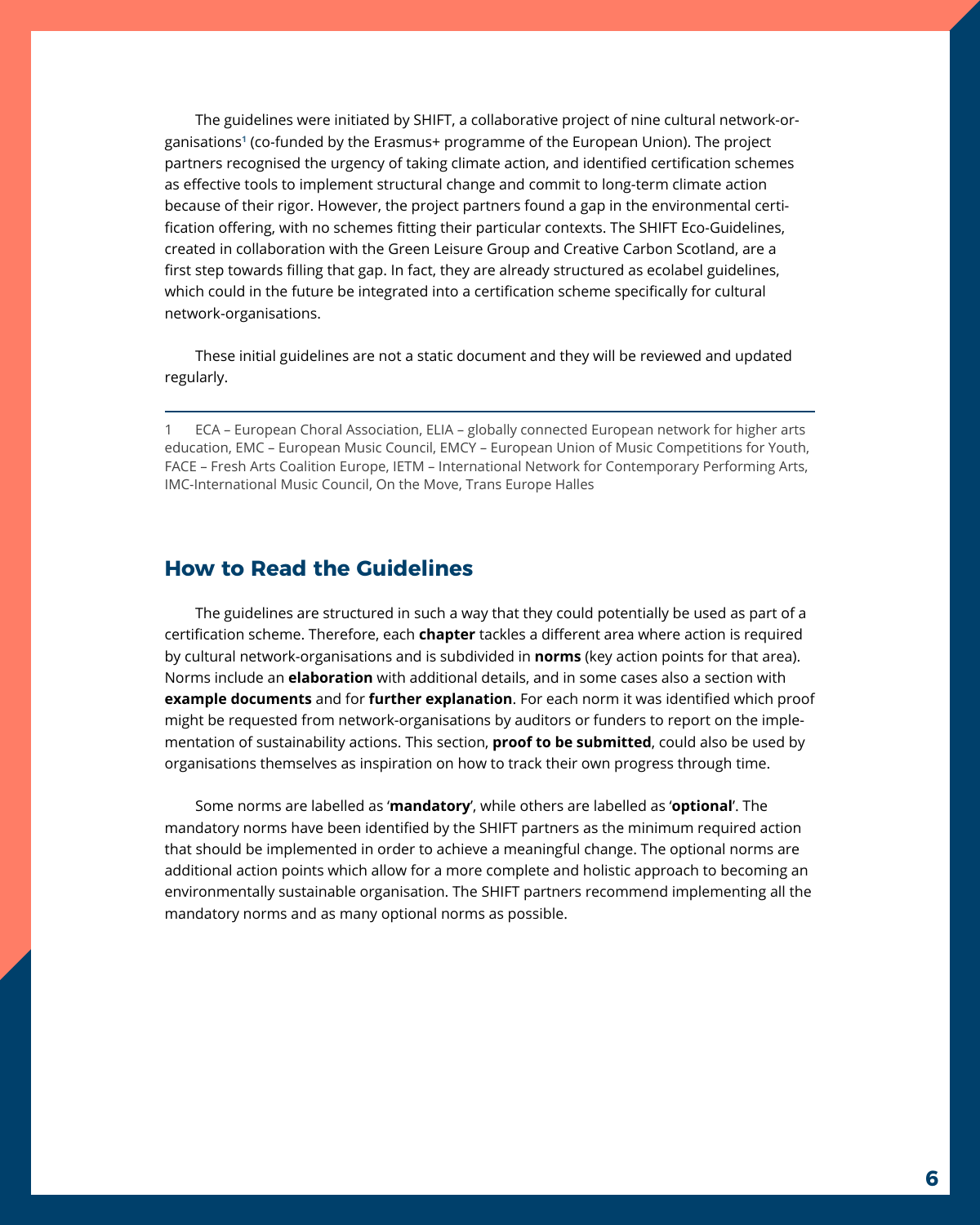The guidelines were initiated by SHIFT, a collaborative project of nine cultural network-organisations[1] (co-funded by the Erasmus+ programme of the European Union). The project partners recognised the urgency of taking climate action, and identified certification schemes as effective tools to implement structural change and commit to long-term climate action because of their rigor. However, the project partners found a gap in the environmental certification offering, with no schemes fitting their particular contexts. The SHIFT Eco-Guidelines, created in collaboration with the Green Leisure Group and Creative Carbon Scotland, are a first step towards filling that gap. In fact, they are already structured as ecolabel guidelines, which could in the future be integrated into a certification scheme specifically for cultural network-organisations.

These initial guidelines are not a static document and they will be reviewed and updated regularly.

---

1 ECA – European Choral Association, ELIA – globally connected European network for higher arts education, EMC – European Music Council, EMCY – European Union of Music Competitions for Youth, FACE – Fresh Arts Coalition Europe, IETM – International Network for Contemporary Performing Arts, IMC-International Music Council, On the Move, Trans Europe Halles

## How to Read the Guidelines

The guidelines are structured in such a way that they could potentially be used as part of a certification scheme. Therefore, each **chapter** tackles a different area where action is required by cultural network-organisations and is subdivided in **norms** (key action points for that area). Norms include an **elaboration** with additional details, and in some cases also a section with **example documents** and for **further explanation**. For each norm it was identified which proof might be requested from network-organisations by auditors or funders to report on the implementation of sustainability actions. This section, **proof to be submitted**, could also be used by organisations themselves as inspiration on how to track their own progress through time.

Some norms are labelled as '**mandatory**', while others are labelled as '**optional**'. The mandatory norms have been identified by the SHIFT partners as the minimum required action that should be implemented in order to achieve a meaningful change. The optional norms are additional action points which allow for a more complete and holistic approach to becoming an environmentally sustainable organisation. The SHIFT partners recommend implementing all the mandatory norms and as many optional norms as possible.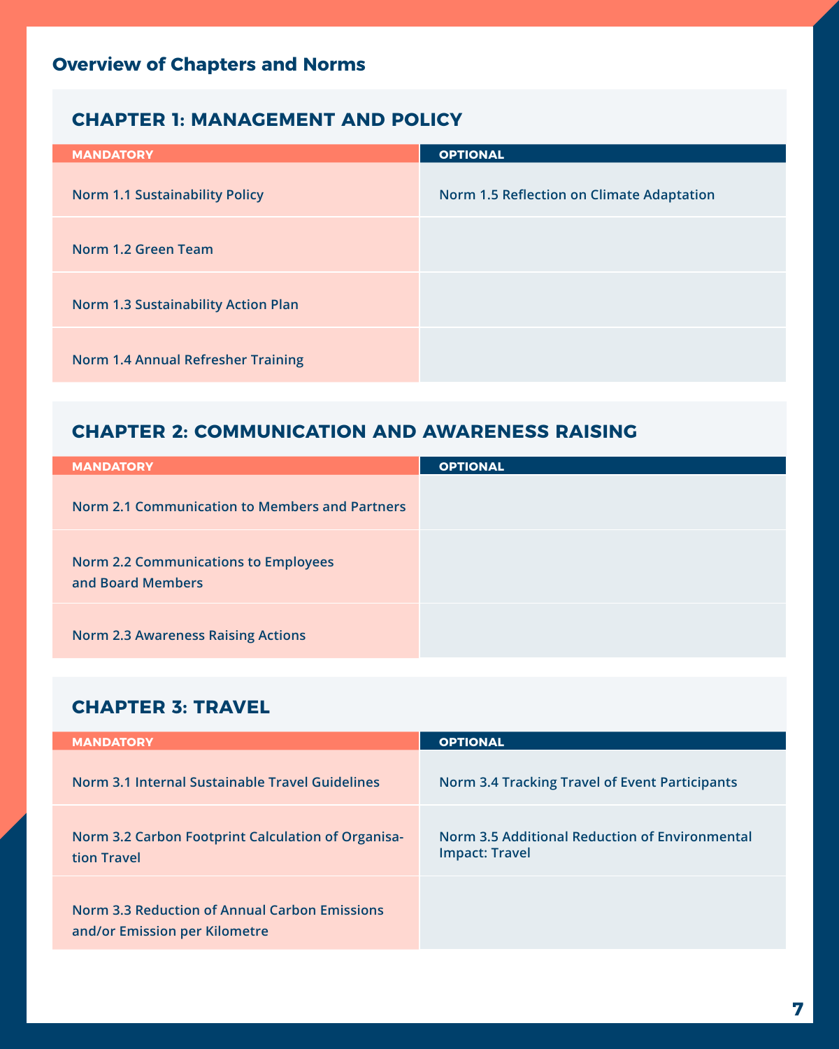## Overview of Chapters and Norms

### CHAPTER 1: MANAGEMENT AND POLICY

| MANDATORY | OPTIONAL |
|---|---|
| Norm 1.1 Sustainability Policy | Norm 1.5 Reflection on Climate Adaptation |
| Norm 1.2 Green Team | |
| Norm 1.3 Sustainability Action Plan | |
| Norm 1.4 Annual Refresher Training | |

### CHAPTER 2: COMMUNICATION AND AWARENESS RAISING

| MANDATORY | OPTIONAL |
|---|---|
| Norm 2.1 Communication to Members and Partners | |
| Norm 2.2 Communications to Employees and Board Members | |
| Norm 2.3 Awareness Raising Actions | |

### CHAPTER 3: TRAVEL

| MANDATORY | OPTIONAL |
|---|---|
| Norm 3.1 Internal Sustainable Travel Guidelines | Norm 3.4 Tracking Travel of Event Participants |
| Norm 3.2 Carbon Footprint Calculation of Organisation Travel | Norm 3.5 Additional Reduction of Environmental Impact: Travel |
| Norm 3.3 Reduction of Annual Carbon Emissions and/or Emission per Kilometre | |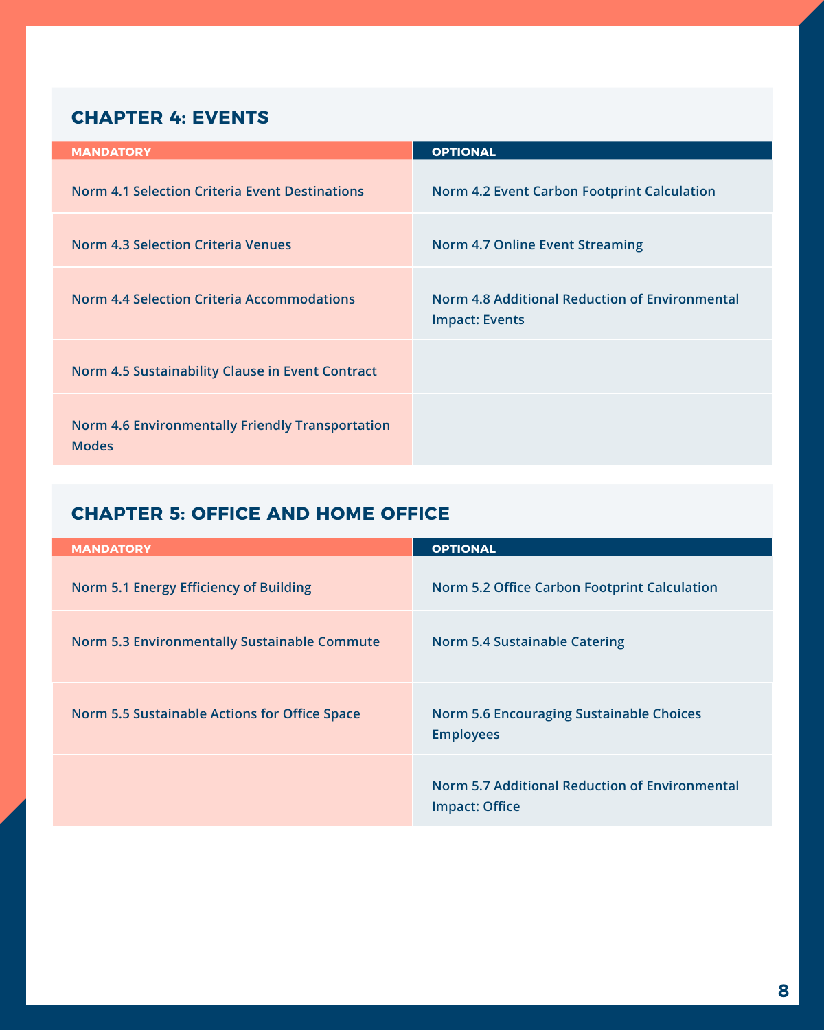## CHAPTER 4: EVENTS

| MANDATORY | OPTIONAL |
| --- | --- |
| Norm 4.1 Selection Criteria Event Destinations | Norm 4.2 Event Carbon Footprint Calculation |
| Norm 4.3 Selection Criteria Venues | Norm 4.7 Online Event Streaming |
| Norm 4.4 Selection Criteria Accommodations | Norm 4.8 Additional Reduction of Environmental Impact: Events |
| Norm 4.5 Sustainability Clause in Event Contract | |
| Norm 4.6 Environmentally Friendly Transportation Modes | |

## CHAPTER 5: OFFICE AND HOME OFFICE

| MANDATORY | OPTIONAL |
| --- | --- |
| Norm 5.1 Energy Efficiency of Building | Norm 5.2 Office Carbon Footprint Calculation |
| Norm 5.3 Environmentally Sustainable Commute | Norm 5.4 Sustainable Catering |
| Norm 5.5 Sustainable Actions for Office Space | Norm 5.6 Encouraging Sustainable Choices Employees |
| | Norm 5.7 Additional Reduction of Environmental Impact: Office |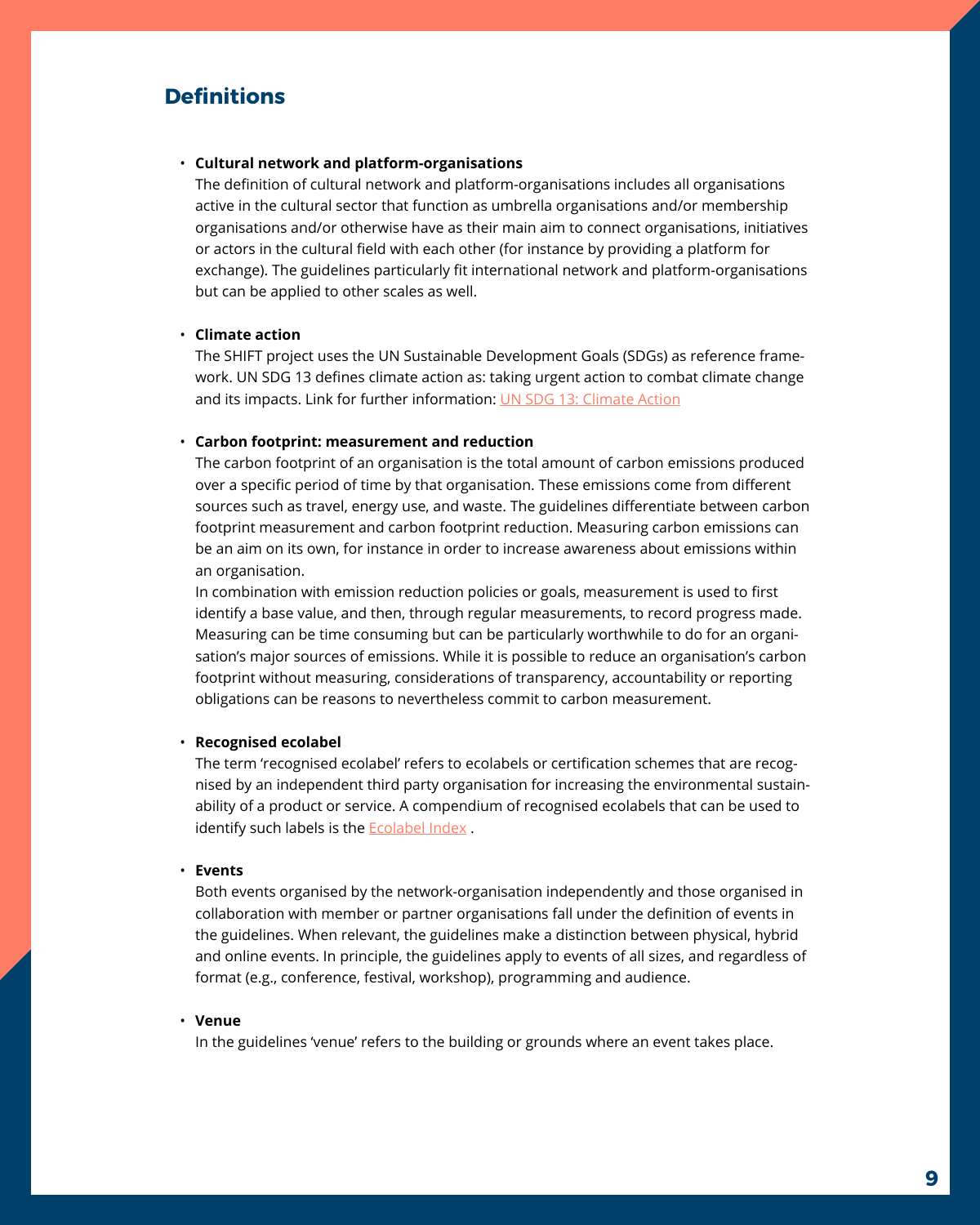## Definitions

- **Cultural network and platform-organisations**
  The definition of cultural network and platform-organisations includes all organisations active in the cultural sector that function as umbrella organisations and/or membership organisations and/or otherwise have as their main aim to connect organisations, initiatives or actors in the cultural field with each other (for instance by providing a platform for exchange). The guidelines particularly fit international network and platform-organisations but can be applied to other scales as well.

- **Climate action**
  The SHIFT project uses the UN Sustainable Development Goals (SDGs) as reference framework. UN SDG 13 defines climate action as: taking urgent action to combat climate change and its impacts. Link for further information: UN SDG 13: Climate Action

- **Carbon footprint: measurement and reduction**
  The carbon footprint of an organisation is the total amount of carbon emissions produced over a specific period of time by that organisation. These emissions come from different sources such as travel, energy use, and waste. The guidelines differentiate between carbon footprint measurement and carbon footprint reduction. Measuring carbon emissions can be an aim on its own, for instance in order to increase awareness about emissions within an organisation.
  In combination with emission reduction policies or goals, measurement is used to first identify a base value, and then, through regular measurements, to record progress made. Measuring can be time consuming but can be particularly worthwhile to do for an organisation's major sources of emissions. While it is possible to reduce an organisation's carbon footprint without measuring, considerations of transparency, accountability or reporting obligations can be reasons to nevertheless commit to carbon measurement.

- **Recognised ecolabel**
  The term 'recognised ecolabel' refers to ecolabels or certification schemes that are recognised by an independent third party organisation for increasing the environmental sustainability of a product or service. A compendium of recognised ecolabels that can be used to identify such labels is the Ecolabel Index .

- **Events**
  Both events organised by the network-organisation independently and those organised in collaboration with member or partner organisations fall under the definition of events in the guidelines. When relevant, the guidelines make a distinction between physical, hybrid and online events. In principle, the guidelines apply to events of all sizes, and regardless of format (e.g., conference, festival, workshop), programming and audience.

- **Venue**
  In the guidelines 'venue' refers to the building or grounds where an event takes place.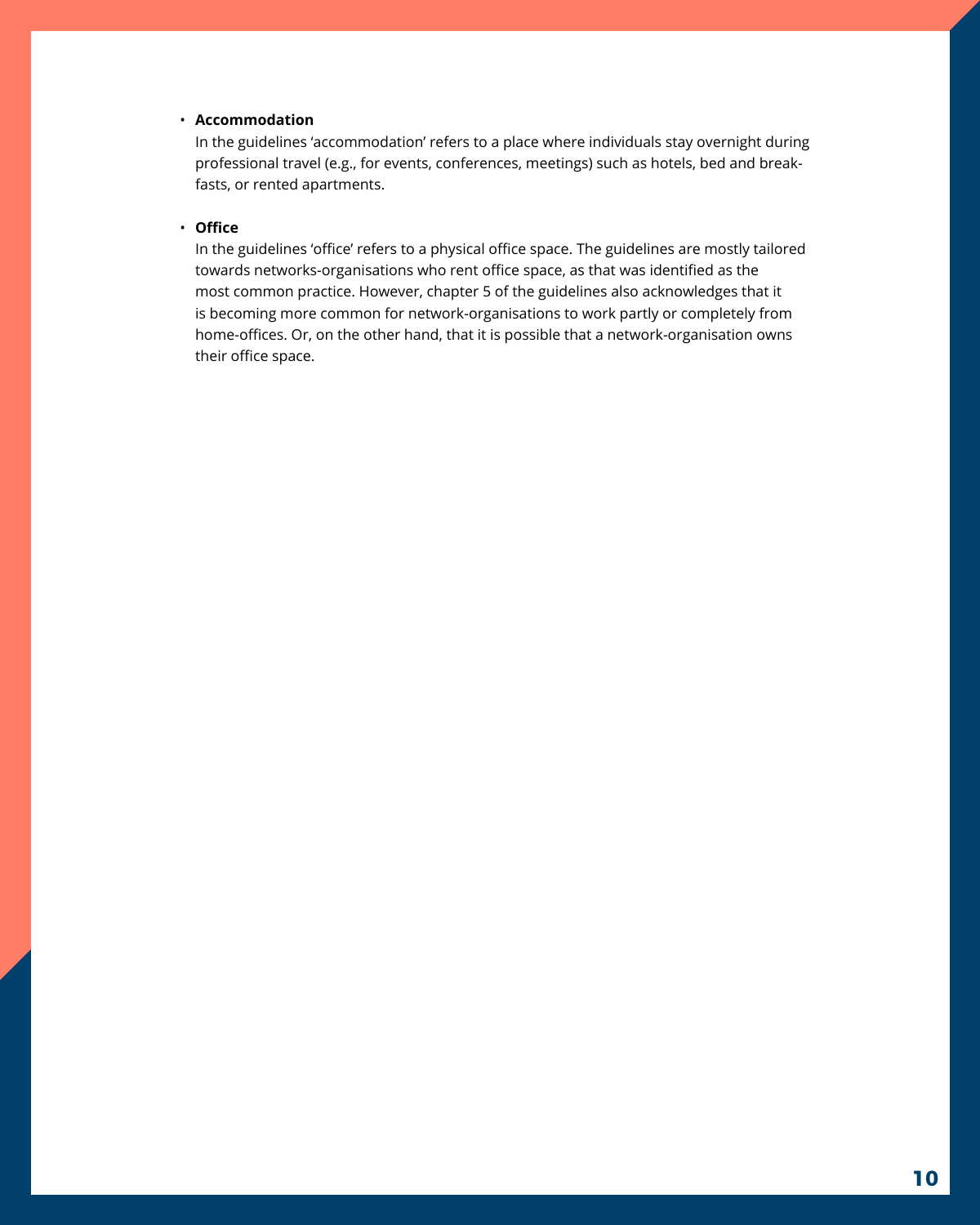- **Accommodation**
  In the guidelines 'accommodation' refers to a place where individuals stay overnight during professional travel (e.g., for events, conferences, meetings) such as hotels, bed and breakfasts, or rented apartments.

- **Office**
  In the guidelines 'office' refers to a physical office space. The guidelines are mostly tailored towards networks-organisations who rent office space, as that was identified as the most common practice. However, chapter 5 of the guidelines also acknowledges that it is becoming more common for network-organisations to work partly or completely from home-offices. Or, on the other hand, that it is possible that a network-organisation owns their office space.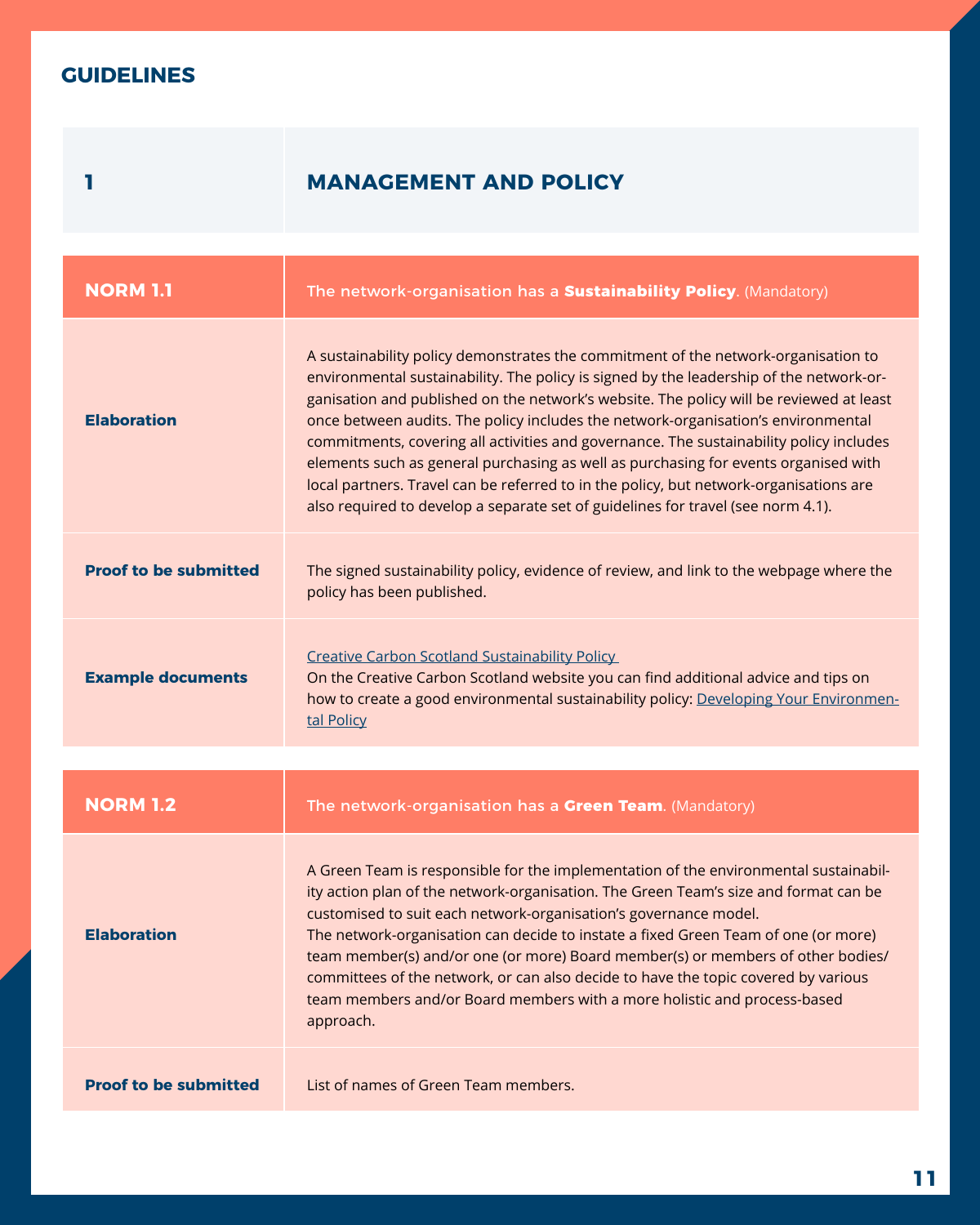## GUIDELINES

| 1 | MANAGEMENT AND POLICY |
|---|---|

| NORM 1.1 | The network-organisation has a **Sustainability Policy**. (Mandatory) |
|---|---|
| **Elaboration** | A sustainability policy demonstrates the commitment of the network-organisation to environmental sustainability. The policy is signed by the leadership of the network-organisation and published on the network's website. The policy will be reviewed at least once between audits. The policy includes the network-organisation's environmental commitments, covering all activities and governance. The sustainability policy includes elements such as general purchasing as well as purchasing for events organised with local partners. Travel can be referred to in the policy, but network-organisations are also required to develop a separate set of guidelines for travel (see norm 4.1). |
| **Proof to be submitted** | The signed sustainability policy, evidence of review, and link to the webpage where the policy has been published. |
| **Example documents** | Creative Carbon Scotland Sustainability Policy<br>On the Creative Carbon Scotland website you can find additional advice and tips on how to create a good environmental sustainability policy: Developing Your Environmental Policy |

| NORM 1.2 | The network-organisation has a **Green Team**. (Mandatory) |
|---|---|
| **Elaboration** | A Green Team is responsible for the implementation of the environmental sustainability action plan of the network-organisation. The Green Team's size and format can be customised to suit each network-organisation's governance model.<br>The network-organisation can decide to instate a fixed Green Team of one (or more) team member(s) and/or one (or more) Board member(s) or members of other bodies/committees of the network, or can also decide to have the topic covered by various team members and/or Board members with a more holistic and process-based approach. |
| **Proof to be submitted** | List of names of Green Team members. |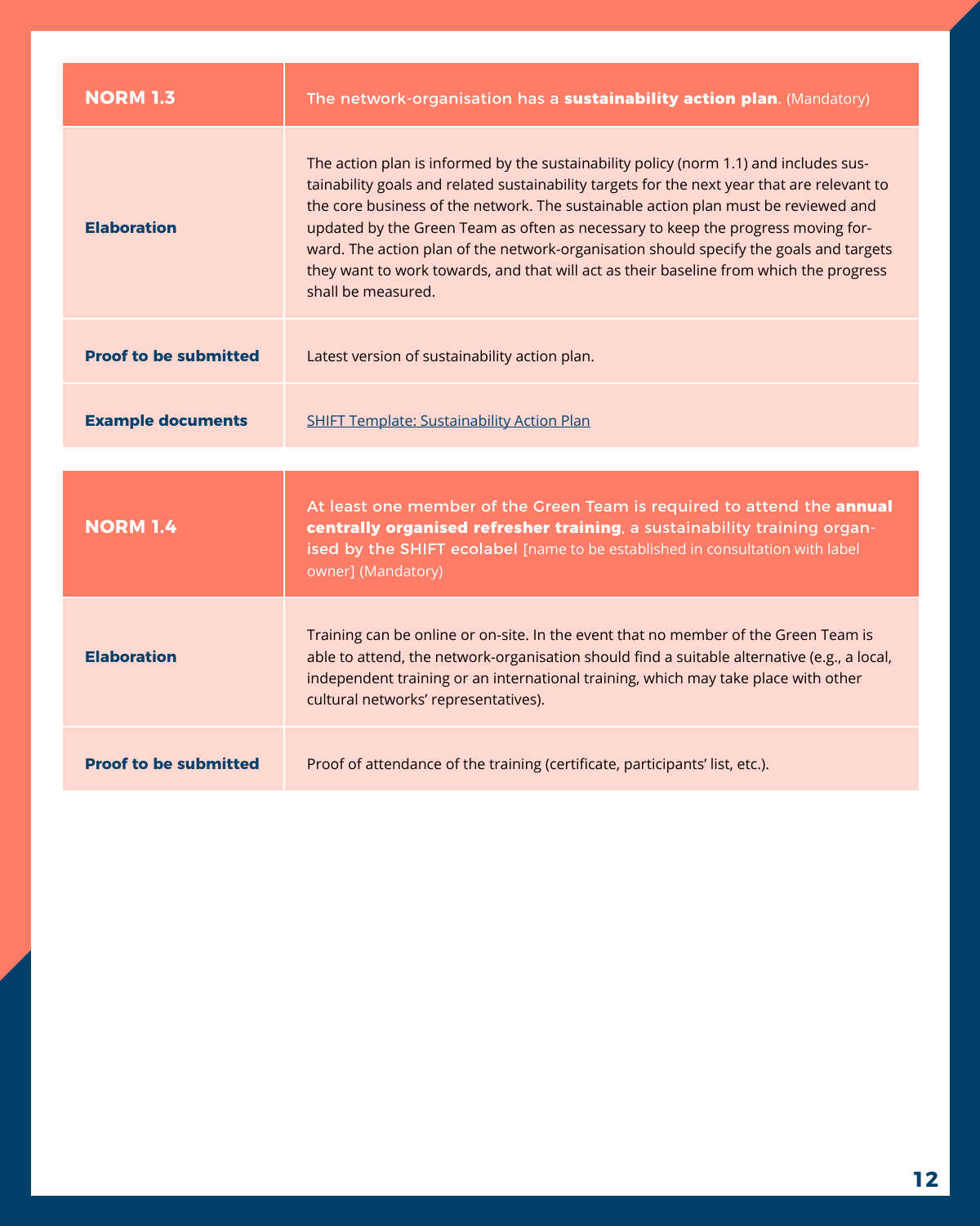| NORM 1.3 | The network-organisation has a **sustainability action plan**. (Mandatory) |
| --- | --- |
| **Elaboration** | The action plan is informed by the sustainability policy (norm 1.1) and includes sustainability goals and related sustainability targets for the next year that are relevant to the core business of the network. The sustainable action plan must be reviewed and updated by the Green Team as often as necessary to keep the progress moving forward. The action plan of the network-organisation should specify the goals and targets they want to work towards, and that will act as their baseline from which the progress shall be measured. |
| **Proof to be submitted** | Latest version of sustainability action plan. |
| **Example documents** | SHIFT Template: Sustainability Action Plan |

| NORM 1.4 | At least one member of the Green Team is required to attend the **annual centrally organised refresher training**, a sustainability training organised by the SHIFT ecolabel [name to be established in consultation with label owner] (Mandatory) |
| --- | --- |
| **Elaboration** | Training can be online or on-site. In the event that no member of the Green Team is able to attend, the network-organisation should find a suitable alternative (e.g., a local, independent training or an international training, which may take place with other cultural networks' representatives). |
| **Proof to be submitted** | Proof of attendance of the training (certificate, participants' list, etc.). |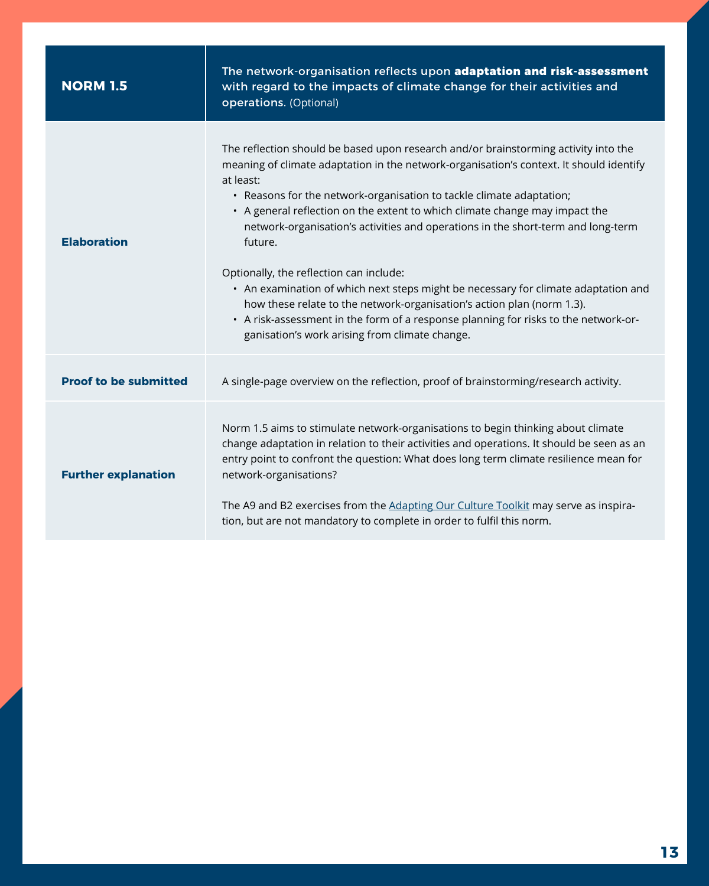| NORM 1.5 | The network-organisation reflects upon **adaptation and risk-assessment** with regard to the impacts of climate change for their activities and operations. (Optional) |
|---|---|
| **Elaboration** | The reflection should be based upon research and/or brainstorming activity into the meaning of climate adaptation in the network-organisation's context. It should identify at least:<br>• Reasons for the network-organisation to tackle climate adaptation;<br>• A general reflection on the extent to which climate change may impact the network-organisation's activities and operations in the short-term and long-term future.<br><br>Optionally, the reflection can include:<br>• An examination of which next steps might be necessary for climate adaptation and how these relate to the network-organisation's action plan (norm 1.3).<br>• A risk-assessment in the form of a response planning for risks to the network-organisation's work arising from climate change. |
| **Proof to be submitted** | A single-page overview on the reflection, proof of brainstorming/research activity. |
| **Further explanation** | Norm 1.5 aims to stimulate network-organisations to begin thinking about climate change adaptation in relation to their activities and operations. It should be seen as an entry point to confront the question: What does long term climate resilience mean for network-organisations?<br><br>The A9 and B2 exercises from the Adapting Our Culture Toolkit may serve as inspiration, but are not mandatory to complete in order to fulfil this norm. |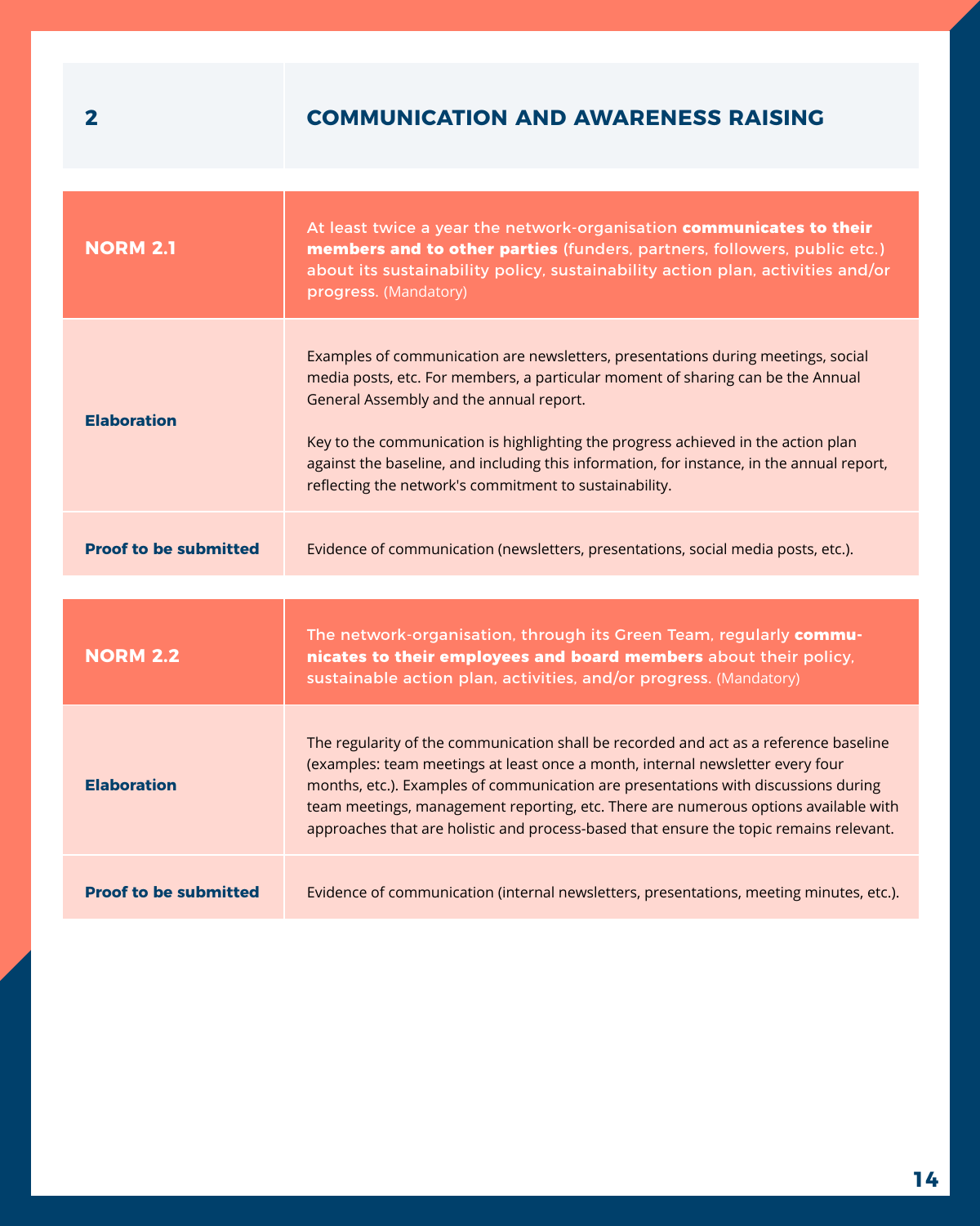## 2 COMMUNICATION AND AWARENESS RAISING

| NORM 2.1 | At least twice a year the network-organisation **communicates to their members and to other parties** (funders, partners, followers, public etc.) about its sustainability policy, sustainability action plan, activities and/or progress. (Mandatory) |
|---|---|
| **Elaboration** | Examples of communication are newsletters, presentations during meetings, social media posts, etc. For members, a particular moment of sharing can be the Annual General Assembly and the annual report.<br><br>Key to the communication is highlighting the progress achieved in the action plan against the baseline, and including this information, for instance, in the annual report, reflecting the network's commitment to sustainability. |
| **Proof to be submitted** | Evidence of communication (newsletters, presentations, social media posts, etc.). |

| NORM 2.2 | The network-organisation, through its Green Team, regularly **communicates to their employees and board members** about their policy, sustainable action plan, activities, and/or progress. (Mandatory) |
|---|---|
| **Elaboration** | The regularity of the communication shall be recorded and act as a reference baseline (examples: team meetings at least once a month, internal newsletter every four months, etc.). Examples of communication are presentations with discussions during team meetings, management reporting, etc. There are numerous options available with approaches that are holistic and process-based that ensure the topic remains relevant. |
| **Proof to be submitted** | Evidence of communication (internal newsletters, presentations, meeting minutes, etc.). |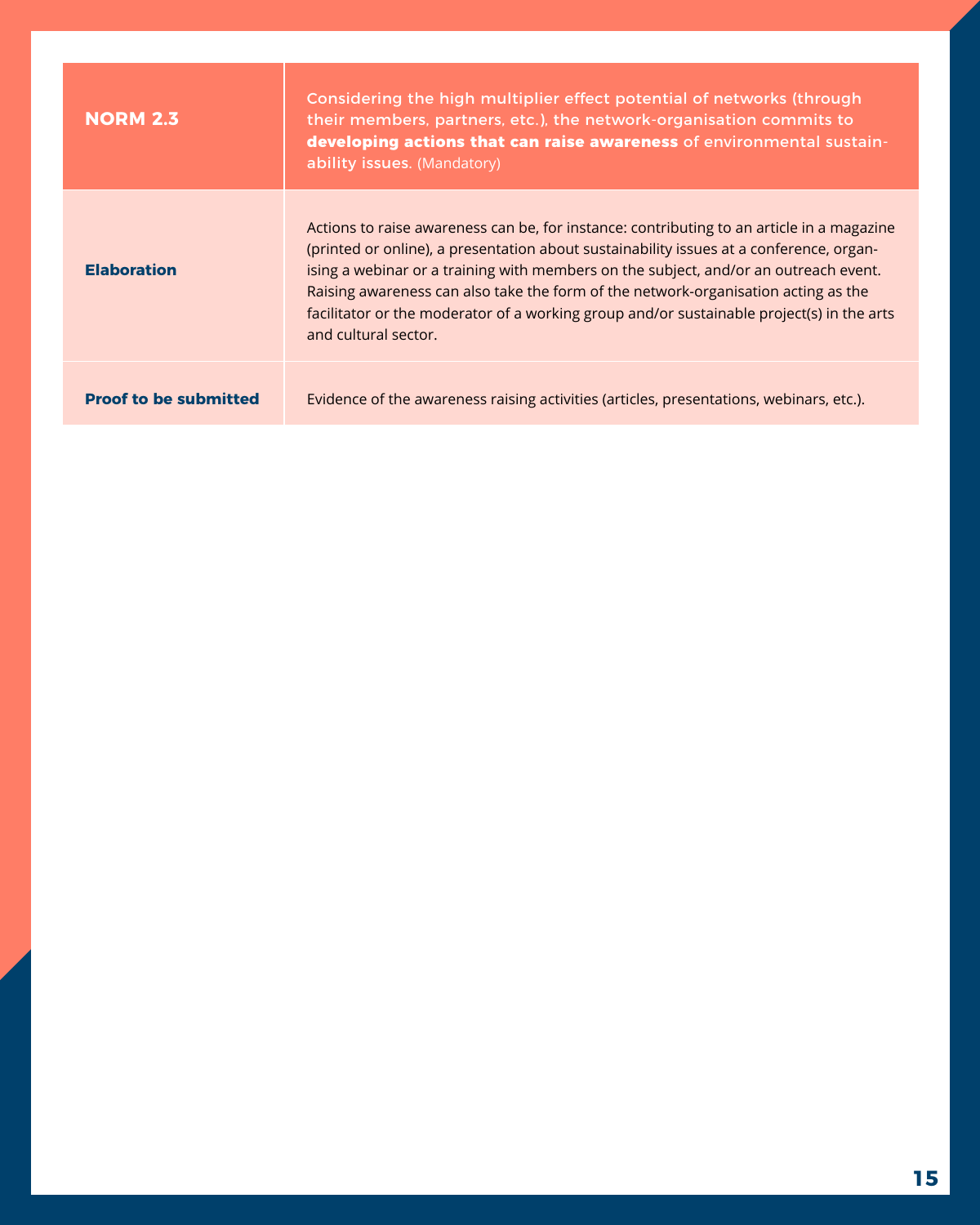| NORM 2.3 | Considering the high multiplier effect potential of networks (through their members, partners, etc.), the network-organisation commits to **developing actions that can raise awareness** of environmental sustainability issues. (Mandatory) |
|---|---|
| **Elaboration** | Actions to raise awareness can be, for instance: contributing to an article in a magazine (printed or online), a presentation about sustainability issues at a conference, organising a webinar or a training with members on the subject, and/or an outreach event. Raising awareness can also take the form of the network-organisation acting as the facilitator or the moderator of a working group and/or sustainable project(s) in the arts and cultural sector. |
| **Proof to be submitted** | Evidence of the awareness raising activities (articles, presentations, webinars, etc.). |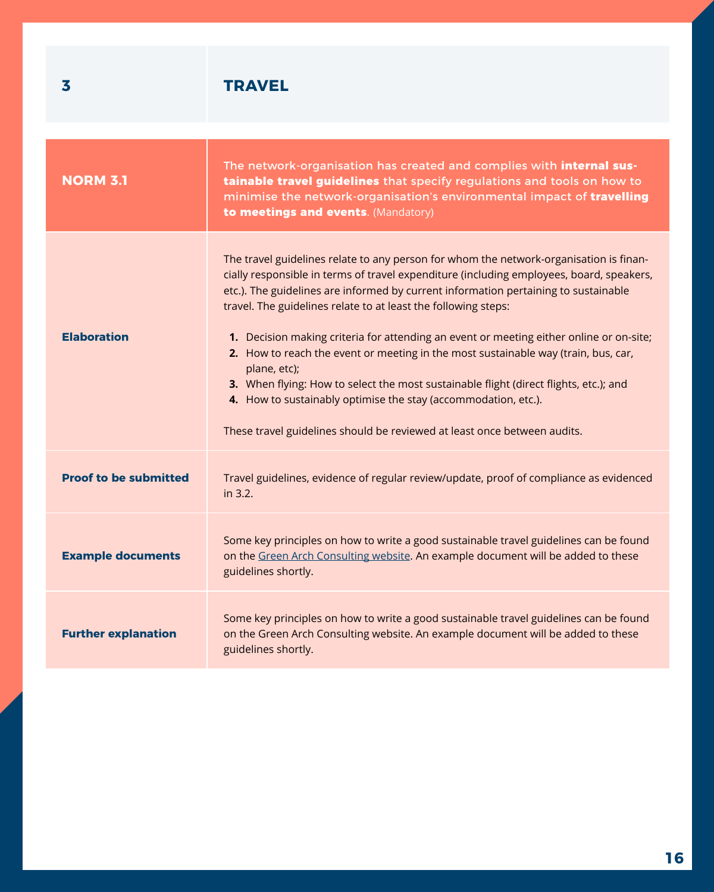| 3 | TRAVEL |
|---|---|
| **NORM 3.1** | The network-organisation has created and complies with **internal sustainable travel guidelines** that specify regulations and tools on how to minimise the network-organisation's environmental impact of **travelling to meetings and events**. (Mandatory) |
| **Elaboration** | The travel guidelines relate to any person for whom the network-organisation is financially responsible in terms of travel expenditure (including employees, board, speakers, etc.). The guidelines are informed by current information pertaining to sustainable travel. The guidelines relate to at least the following steps:<br><br>**1.** Decision making criteria for attending an event or meeting either online or on-site;<br>**2.** How to reach the event or meeting in the most sustainable way (train, bus, car, plane, etc);<br>**3.** When flying: How to select the most sustainable flight (direct flights, etc.); and<br>**4.** How to sustainably optimise the stay (accommodation, etc.).<br><br>These travel guidelines should be reviewed at least once between audits. |
| **Proof to be submitted** | Travel guidelines, evidence of regular review/update, proof of compliance as evidenced in 3.2. |
| **Example documents** | Some key principles on how to write a good sustainable travel guidelines can be found on the Green Arch Consulting website. An example document will be added to these guidelines shortly. |
| **Further explanation** | Some key principles on how to write a good sustainable travel guidelines can be found on the Green Arch Consulting website. An example document will be added to these guidelines shortly. |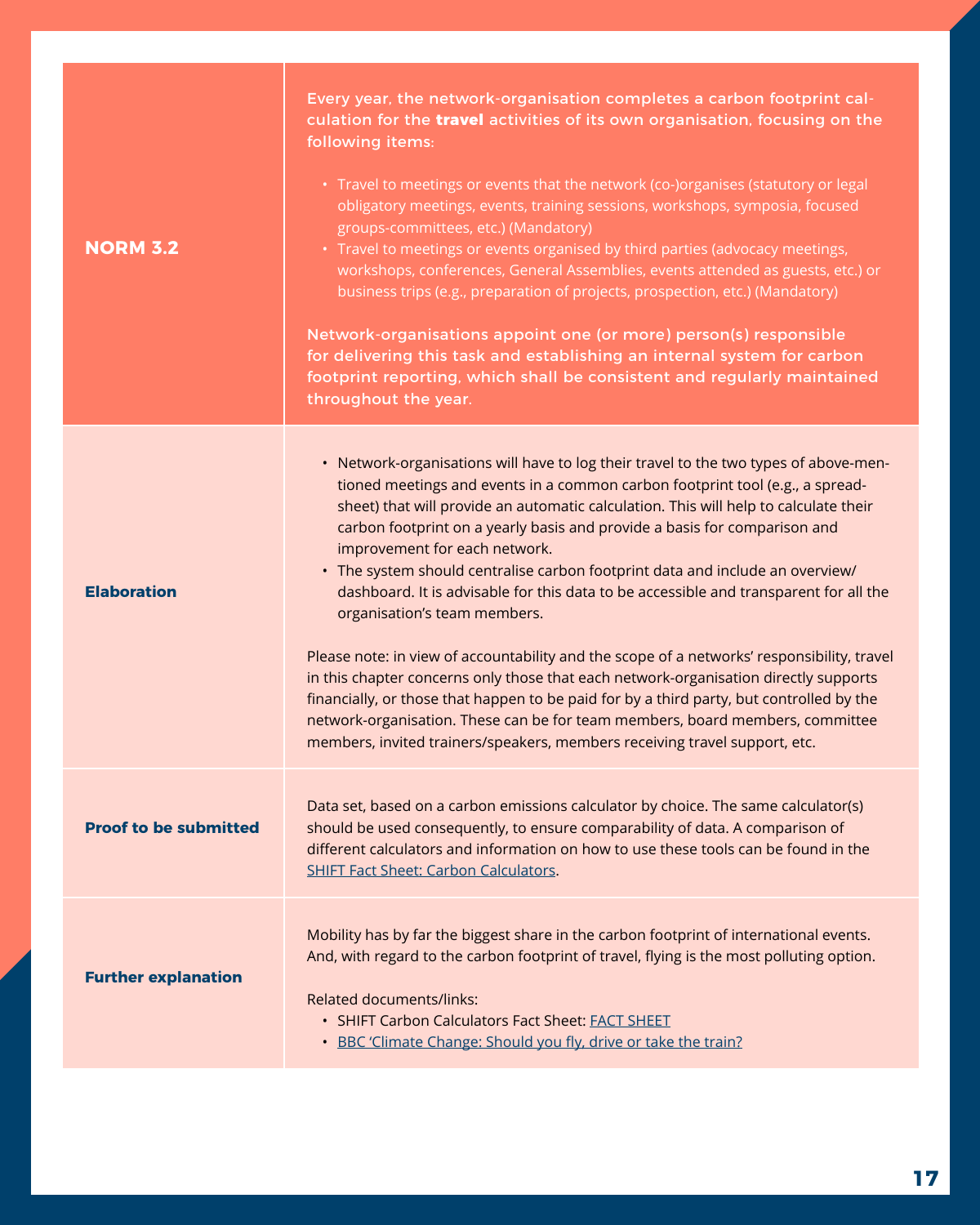| NORM 3.2 | Every year, the network-organisation completes a carbon footprint calculation for the **travel** activities of its own organisation, focusing on the following items:<br><br>• Travel to meetings or events that the network (co-)organises (statutory or legal obligatory meetings, events, training sessions, workshops, symposia, focused groups-committees, etc.) (Mandatory)<br>• Travel to meetings or events organised by third parties (advocacy meetings, workshops, conferences, General Assemblies, events attended as guests, etc.) or business trips (e.g., preparation of projects, prospection, etc.) (Mandatory)<br><br>Network-organisations appoint one (or more) person(s) responsible for delivering this task and establishing an internal system for carbon footprint reporting, which shall be consistent and regularly maintained throughout the year. |
|---|---|
| **Elaboration** | • Network-organisations will have to log their travel to the two types of above-mentioned meetings and events in a common carbon footprint tool (e.g., a spreadsheet) that will provide an automatic calculation. This will help to calculate their carbon footprint on a yearly basis and provide a basis for comparison and improvement for each network.<br>• The system should centralise carbon footprint data and include an overview/ dashboard. It is advisable for this data to be accessible and transparent for all the organisation's team members.<br><br>Please note: in view of accountability and the scope of a networks' responsibility, travel in this chapter concerns only those that each network-organisation directly supports financially, or those that happen to be paid for by a third party, but controlled by the network-organisation. These can be for team members, board members, committee members, invited trainers/speakers, members receiving travel support, etc. |
| **Proof to be submitted** | Data set, based on a carbon emissions calculator by choice. The same calculator(s) should be used consequently, to ensure comparability of data. A comparison of different calculators and information on how to use these tools can be found in the SHIFT Fact Sheet: Carbon Calculators. |
| **Further explanation** | Mobility has by far the biggest share in the carbon footprint of international events. And, with regard to the carbon footprint of travel, flying is the most polluting option.<br><br>Related documents/links:<br>• SHIFT Carbon Calculators Fact Sheet: FACT SHEET<br>• BBC 'Climate Change: Should you fly, drive or take the train? |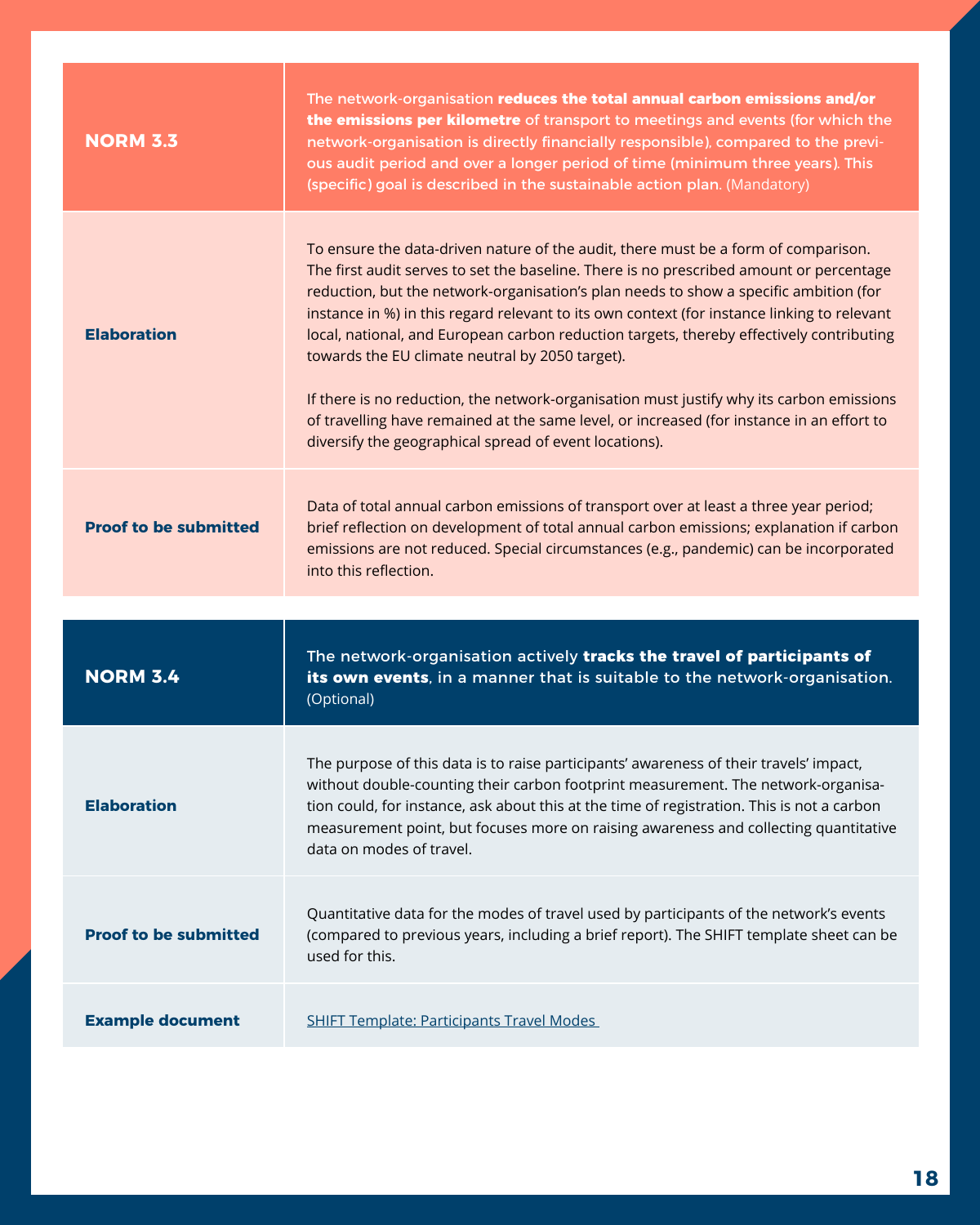| NORM 3.3 | The network-organisation **reduces the total annual carbon emissions and/or the emissions per kilometre** of transport to meetings and events (for which the network-organisation is directly financially responsible), compared to the previous audit period and over a longer period of time (minimum three years). This (specific) goal is described in the sustainable action plan. (Mandatory) |
|---|---|
| **Elaboration** | To ensure the data-driven nature of the audit, there must be a form of comparison. The first audit serves to set the baseline. There is no prescribed amount or percentage reduction, but the network-organisation's plan needs to show a specific ambition (for instance in %) in this regard relevant to its own context (for instance linking to relevant local, national, and European carbon reduction targets, thereby effectively contributing towards the EU climate neutral by 2050 target).<br><br>If there is no reduction, the network-organisation must justify why its carbon emissions of travelling have remained at the same level, or increased (for instance in an effort to diversify the geographical spread of event locations). |
| **Proof to be submitted** | Data of total annual carbon emissions of transport over at least a three year period; brief reflection on development of total annual carbon emissions; explanation if carbon emissions are not reduced. Special circumstances (e.g., pandemic) can be incorporated into this reflection. |

| NORM 3.4 | The network-organisation actively **tracks the travel of participants of its own events**, in a manner that is suitable to the network-organisation. (Optional) |
|---|---|
| **Elaboration** | The purpose of this data is to raise participants' awareness of their travels' impact, without double-counting their carbon footprint measurement. The network-organisation could, for instance, ask about this at the time of registration. This is not a carbon measurement point, but focuses more on raising awareness and collecting quantitative data on modes of travel. |
| **Proof to be submitted** | Quantitative data for the modes of travel used by participants of the network's events (compared to previous years, including a brief report). The SHIFT template sheet can be used for this. |
| **Example document** | SHIFT Template: Participants Travel Modes |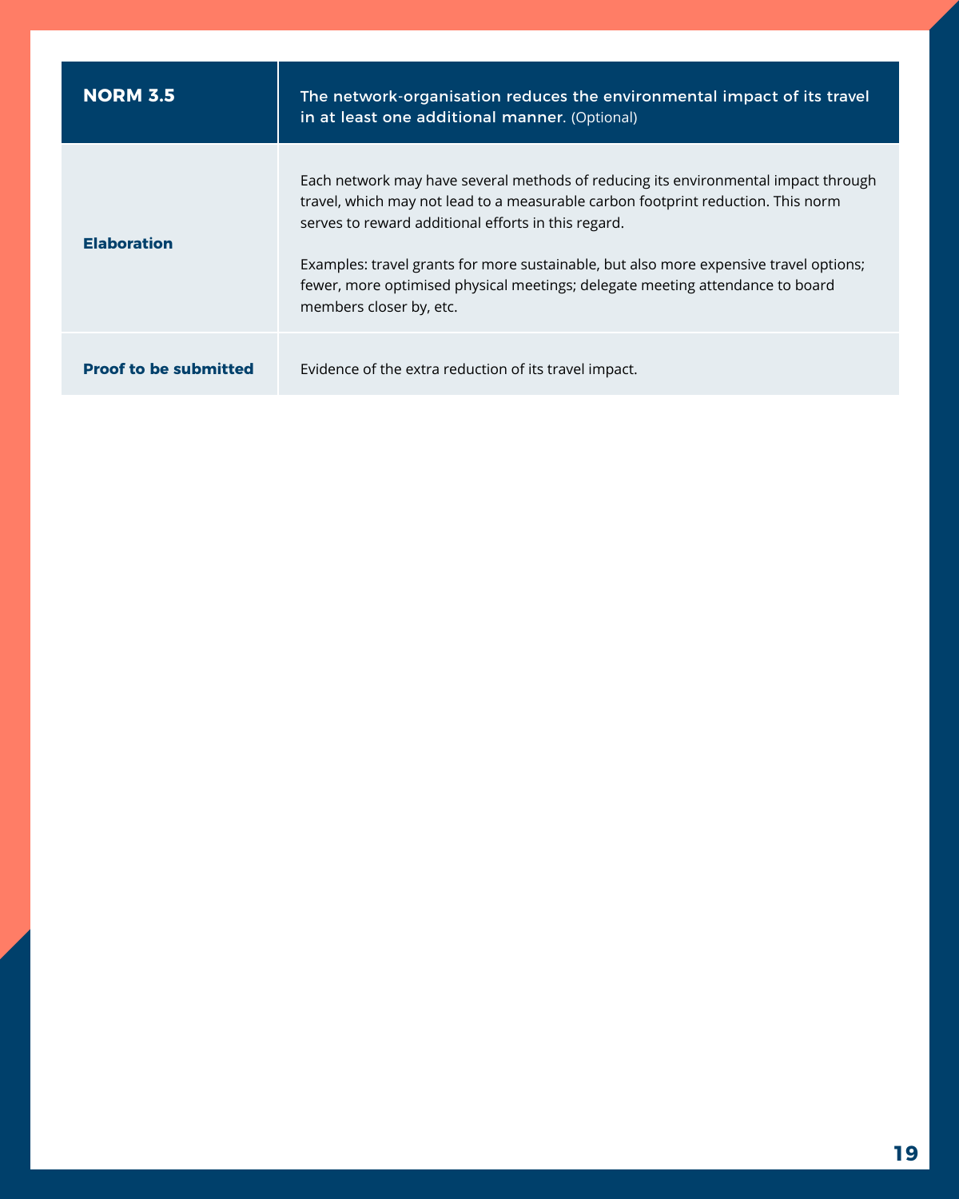| NORM 3.5 | The network-organisation reduces the environmental impact of its travel in at least one additional manner. (Optional) |
| --- | --- |
| **Elaboration** | Each network may have several methods of reducing its environmental impact through travel, which may not lead to a measurable carbon footprint reduction. This norm serves to reward additional efforts in this regard.<br><br>Examples: travel grants for more sustainable, but also more expensive travel options; fewer, more optimised physical meetings; delegate meeting attendance to board members closer by, etc. |
| **Proof to be submitted** | Evidence of the extra reduction of its travel impact. |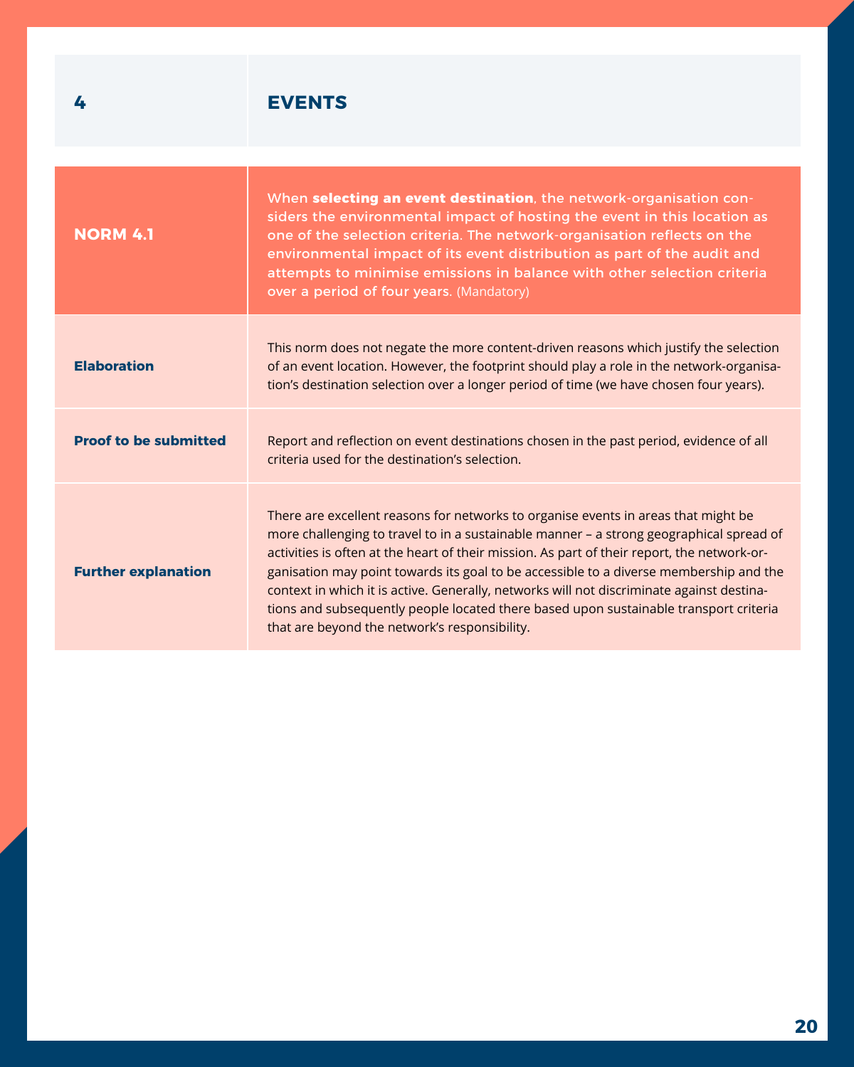| 4 | EVENTS |
|---|---|
| **NORM 4.1** | When **selecting an event destination**, the network-organisation considers the environmental impact of hosting the event in this location as one of the selection criteria. The network-organisation reflects on the environmental impact of its event distribution as part of the audit and attempts to minimise emissions in balance with other selection criteria over a period of four years. (Mandatory) |
| **Elaboration** | This norm does not negate the more content-driven reasons which justify the selection of an event location. However, the footprint should play a role in the network-organisation's destination selection over a longer period of time (we have chosen four years). |
| **Proof to be submitted** | Report and reflection on event destinations chosen in the past period, evidence of all criteria used for the destination's selection. |
| **Further explanation** | There are excellent reasons for networks to organise events in areas that might be more challenging to travel to in a sustainable manner – a strong geographical spread of activities is often at the heart of their mission. As part of their report, the network-organisation may point towards its goal to be accessible to a diverse membership and the context in which it is active. Generally, networks will not discriminate against destinations and subsequently people located there based upon sustainable transport criteria that are beyond the network's responsibility. |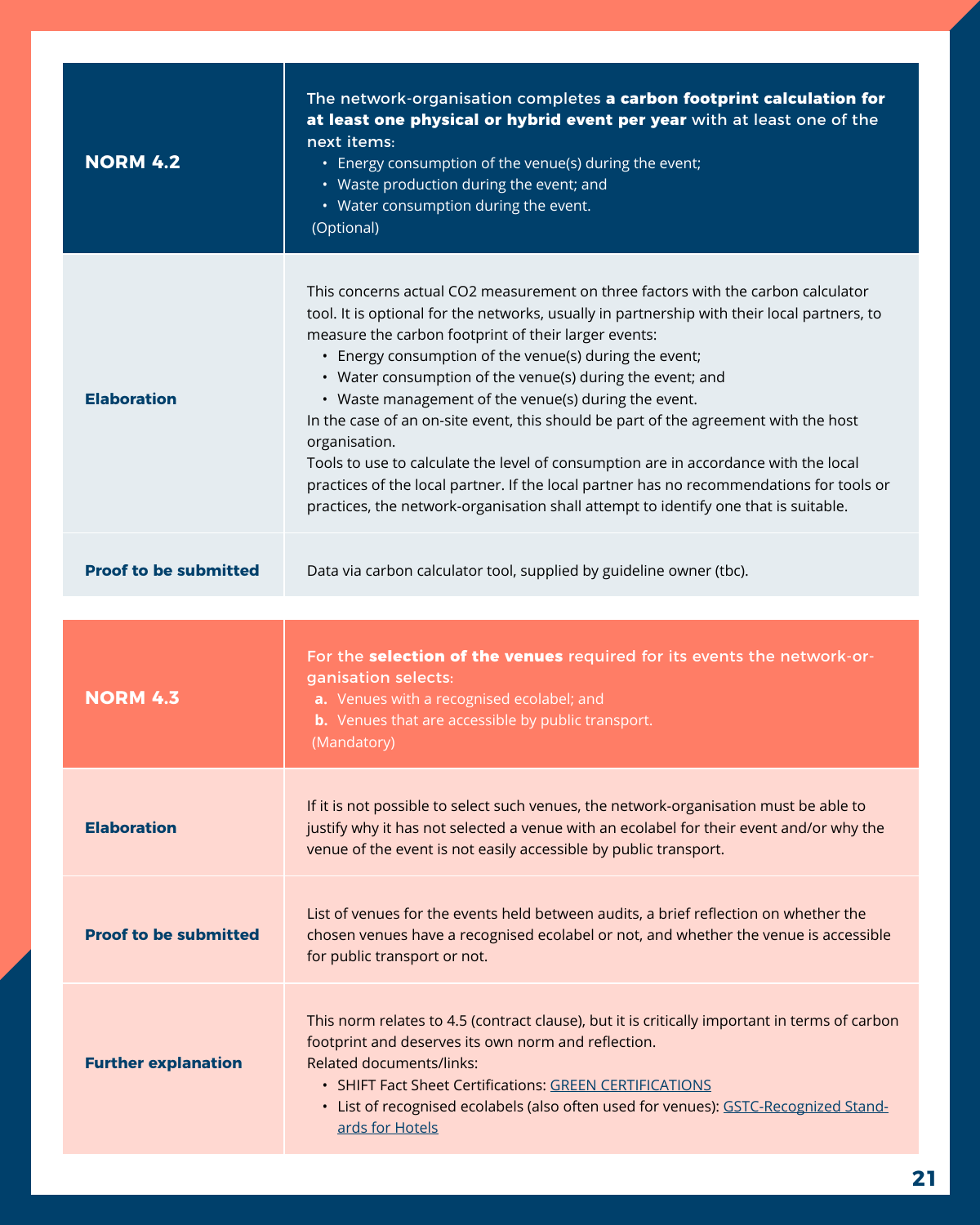| NORM 4.2 | The network-organisation completes **a carbon footprint calculation for at least one physical or hybrid event per year** with at least one of the next items:<br>• Energy consumption of the venue(s) during the event;<br>• Waste production during the event; and<br>• Water consumption during the event.<br>(Optional) |
|---|---|
| **Elaboration** | This concerns actual $CO_2$ measurement on three factors with the carbon calculator tool. It is optional for the networks, usually in partnership with their local partners, to measure the carbon footprint of their larger events:<br>• Energy consumption of the venue(s) during the event;<br>• Water consumption of the venue(s) during the event; and<br>• Waste management of the venue(s) during the event.<br>In the case of an on-site event, this should be part of the agreement with the host organisation.<br>Tools to use to calculate the level of consumption are in accordance with the local practices of the local partner. If the local partner has no recommendations for tools or practices, the network-organisation shall attempt to identify one that is suitable. |
| **Proof to be submitted** | Data via carbon calculator tool, supplied by guideline owner (tbc). |

| NORM 4.3 | For the **selection of the venues** required for its events the network-organisation selects:<br>**a.** Venues with a recognised ecolabel; and<br>**b.** Venues that are accessible by public transport.<br>(Mandatory) |
|---|---|
| **Elaboration** | If it is not possible to select such venues, the network-organisation must be able to justify why it has not selected a venue with an ecolabel for their event and/or why the venue of the event is not easily accessible by public transport. |
| **Proof to be submitted** | List of venues for the events held between audits, a brief reflection on whether the chosen venues have a recognised ecolabel or not, and whether the venue is accessible for public transport or not. |
| **Further explanation** | This norm relates to 4.5 (contract clause), but it is critically important in terms of carbon footprint and deserves its own norm and reflection.<br>Related documents/links:<br>• SHIFT Fact Sheet Certifications: GREEN CERTIFICATIONS<br>• List of recognised ecolabels (also often used for venues): GSTC-Recognized Standards for Hotels |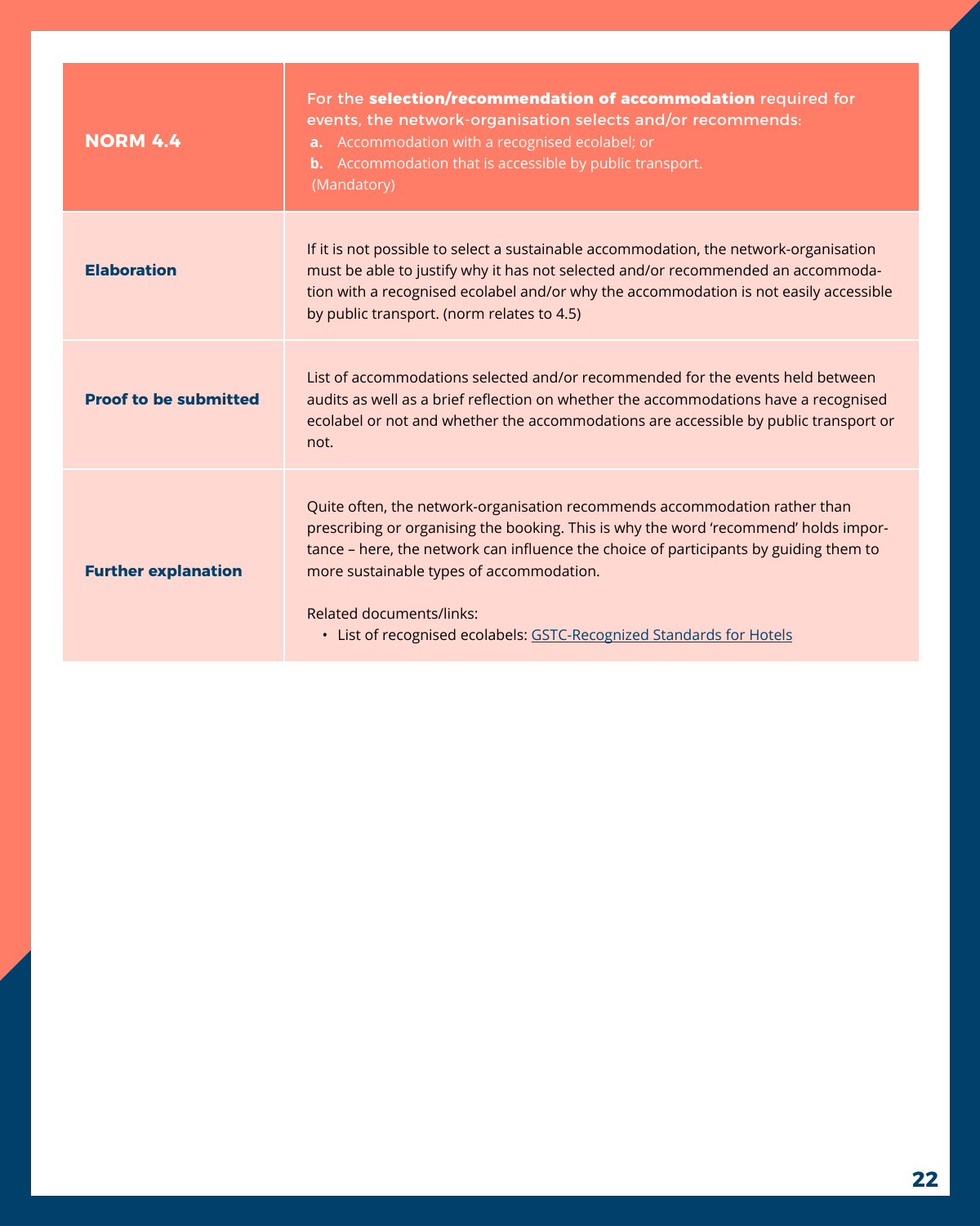| NORM 4.4 | For the **selection/recommendation of accommodation** required for events, the network-organisation selects and/or recommends:<br>**a.** Accommodation with a recognised ecolabel; or<br>**b.** Accommodation that is accessible by public transport.<br>(Mandatory) |
|---|---|
| **Elaboration** | If it is not possible to select a sustainable accommodation, the network-organisation must be able to justify why it has not selected and/or recommended an accommodation with a recognised ecolabel and/or why the accommodation is not easily accessible by public transport. (norm relates to 4.5) |
| **Proof to be submitted** | List of accommodations selected and/or recommended for the events held between audits as well as a brief reflection on whether the accommodations have a recognised ecolabel or not and whether the accommodations are accessible by public transport or not. |
| **Further explanation** | Quite often, the network-organisation recommends accommodation rather than prescribing or organising the booking. This is why the word 'recommend' holds importance – here, the network can influence the choice of participants by guiding them to more sustainable types of accommodation.<br><br>Related documents/links:<br>• List of recognised ecolabels: GSTC-Recognized Standards for Hotels |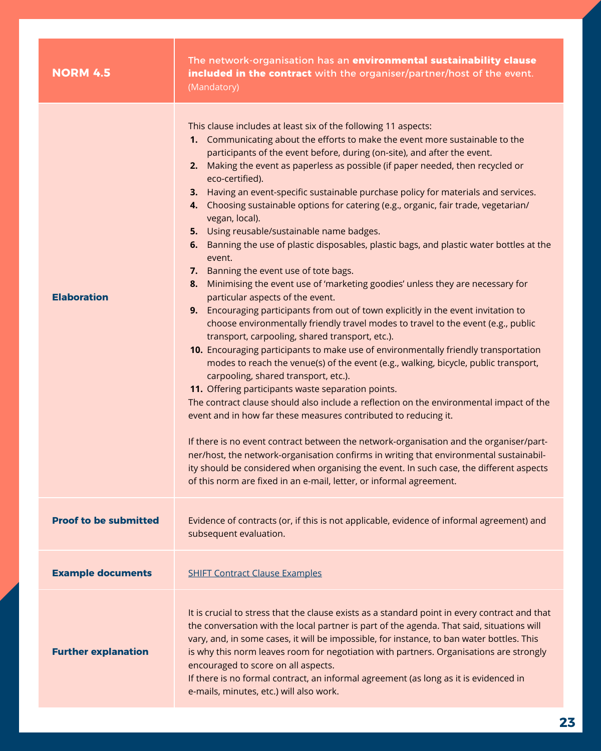| NORM 4.5 | The network-organisation has an **environmental sustainability clause included in the contract** with the organiser/partner/host of the event. (Mandatory) |
|---|---|
| **Elaboration** | This clause includes at least six of the following 11 aspects:<br>**1.** Communicating about the efforts to make the event more sustainable to the participants of the event before, during (on-site), and after the event.<br>**2.** Making the event as paperless as possible (if paper needed, then recycled or eco-certified).<br>**3.** Having an event-specific sustainable purchase policy for materials and services.<br>**4.** Choosing sustainable options for catering (e.g., organic, fair trade, vegetarian/vegan, local).<br>**5.** Using reusable/sustainable name badges.<br>**6.** Banning the use of plastic disposables, plastic bags, and plastic water bottles at the event.<br>**7.** Banning the event use of tote bags.<br>**8.** Minimising the event use of 'marketing goodies' unless they are necessary for particular aspects of the event.<br>**9.** Encouraging participants from out of town explicitly in the event invitation to choose environmentally friendly travel modes to travel to the event (e.g., public transport, carpooling, shared transport, etc.).<br>**10.** Encouraging participants to make use of environmentally friendly transportation modes to reach the venue(s) of the event (e.g., walking, bicycle, public transport, carpooling, shared transport, etc.).<br>**11.** Offering participants waste separation points.<br>The contract clause should also include a reflection on the environmental impact of the event and in how far these measures contributed to reducing it.<br><br>If there is no event contract between the network-organisation and the organiser/partner/host, the network-organisation confirms in writing that environmental sustainability should be considered when organising the event. In such case, the different aspects of this norm are fixed in an e-mail, letter, or informal agreement. |
| **Proof to be submitted** | Evidence of contracts (or, if this is not applicable, evidence of informal agreement) and subsequent evaluation. |
| **Example documents** | SHIFT Contract Clause Examples |
| **Further explanation** | It is crucial to stress that the clause exists as a standard point in every contract and that the conversation with the local partner is part of the agenda. That said, situations will vary, and, in some cases, it will be impossible, for instance, to ban water bottles. This is why this norm leaves room for negotiation with partners. Organisations are strongly encouraged to score on all aspects.<br>If there is no formal contract, an informal agreement (as long as it is evidenced in e-mails, minutes, etc.) will also work. |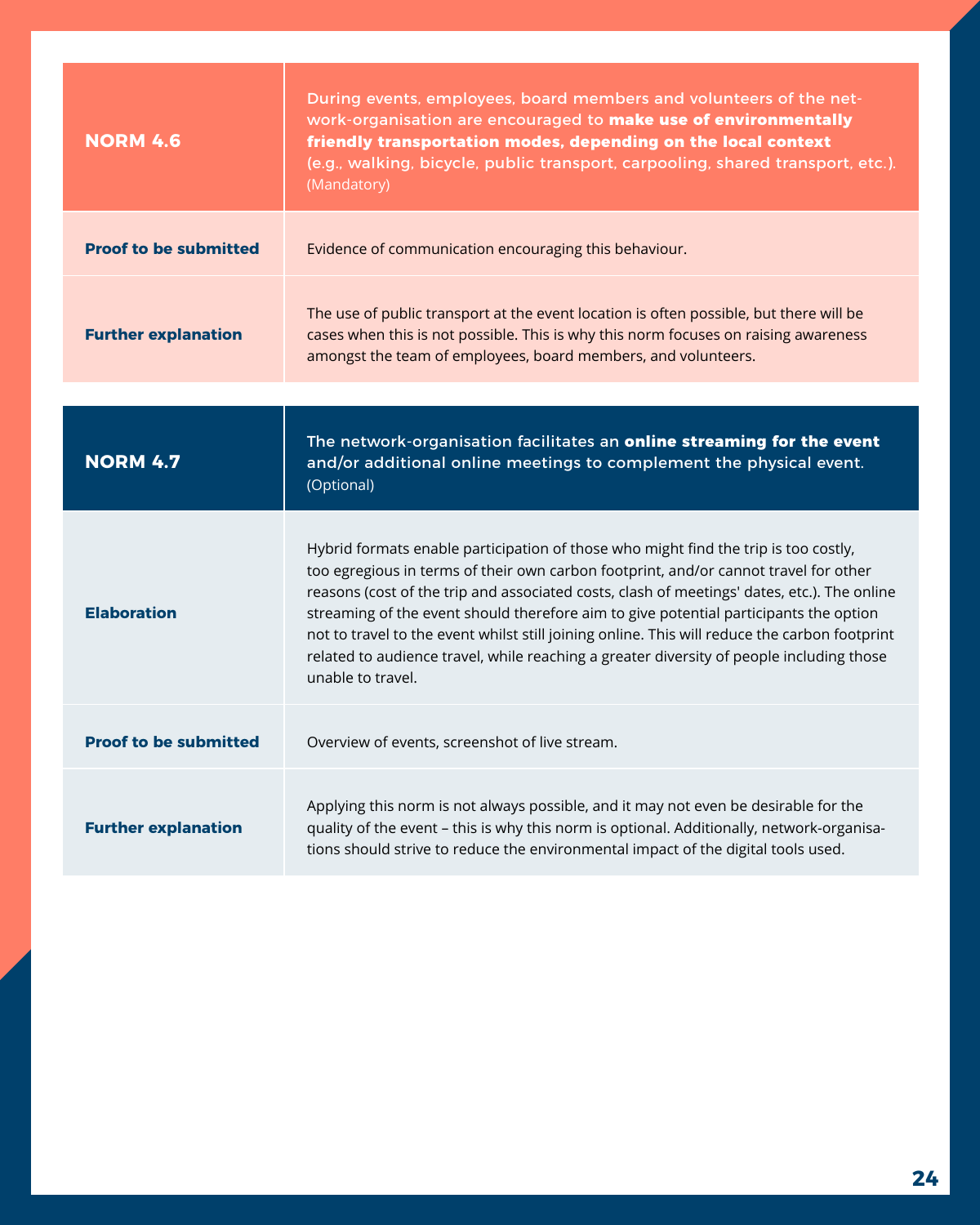| NORM 4.6 | During events, employees, board members and volunteers of the network-organisation are encouraged to **make use of environmentally friendly transportation modes, depending on the local context** (e.g., walking, bicycle, public transport, carpooling, shared transport, etc.). (Mandatory) |
|---|---|
| **Proof to be submitted** | Evidence of communication encouraging this behaviour. |
| **Further explanation** | The use of public transport at the event location is often possible, but there will be cases when this is not possible. This is why this norm focuses on raising awareness amongst the team of employees, board members, and volunteers. |

| NORM 4.7 | The network-organisation facilitates an **online streaming for the event** and/or additional online meetings to complement the physical event. (Optional) |
|---|---|
| **Elaboration** | Hybrid formats enable participation of those who might find the trip is too costly, too egregious in terms of their own carbon footprint, and/or cannot travel for other reasons (cost of the trip and associated costs, clash of meetings' dates, etc.). The online streaming of the event should therefore aim to give potential participants the option not to travel to the event whilst still joining online. This will reduce the carbon footprint related to audience travel, while reaching a greater diversity of people including those unable to travel. |
| **Proof to be submitted** | Overview of events, screenshot of live stream. |
| **Further explanation** | Applying this norm is not always possible, and it may not even be desirable for the quality of the event – this is why this norm is optional. Additionally, network-organisations should strive to reduce the environmental impact of the digital tools used. |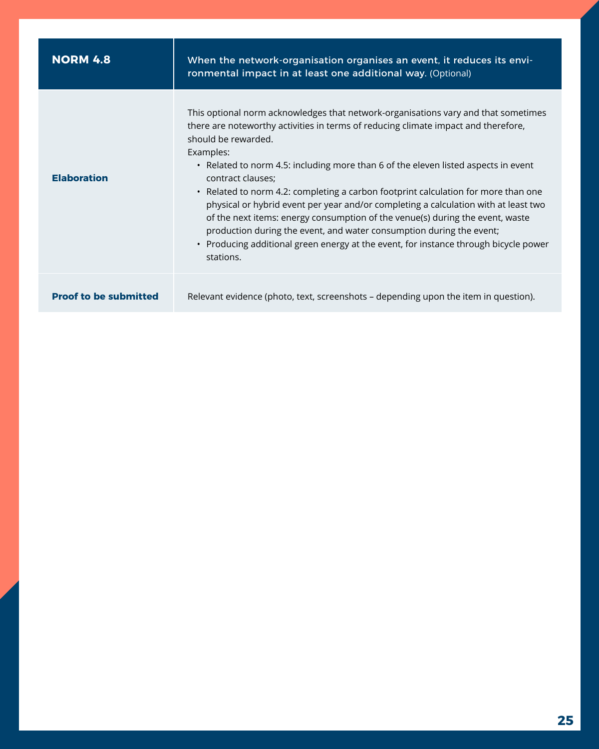| NORM 4.8 | When the network-organisation organises an event, it reduces its environmental impact in at least one additional way. (Optional) |
|---|---|
| **Elaboration** | This optional norm acknowledges that network-organisations vary and that sometimes there are noteworthy activities in terms of reducing climate impact and therefore, should be rewarded.<br>Examples:<br>• Related to norm 4.5: including more than 6 of the eleven listed aspects in event contract clauses;<br>• Related to norm 4.2: completing a carbon footprint calculation for more than one physical or hybrid event per year and/or completing a calculation with at least two of the next items: energy consumption of the venue(s) during the event, waste production during the event, and water consumption during the event;<br>• Producing additional green energy at the event, for instance through bicycle power stations. |
| **Proof to be submitted** | Relevant evidence (photo, text, screenshots – depending upon the item in question). |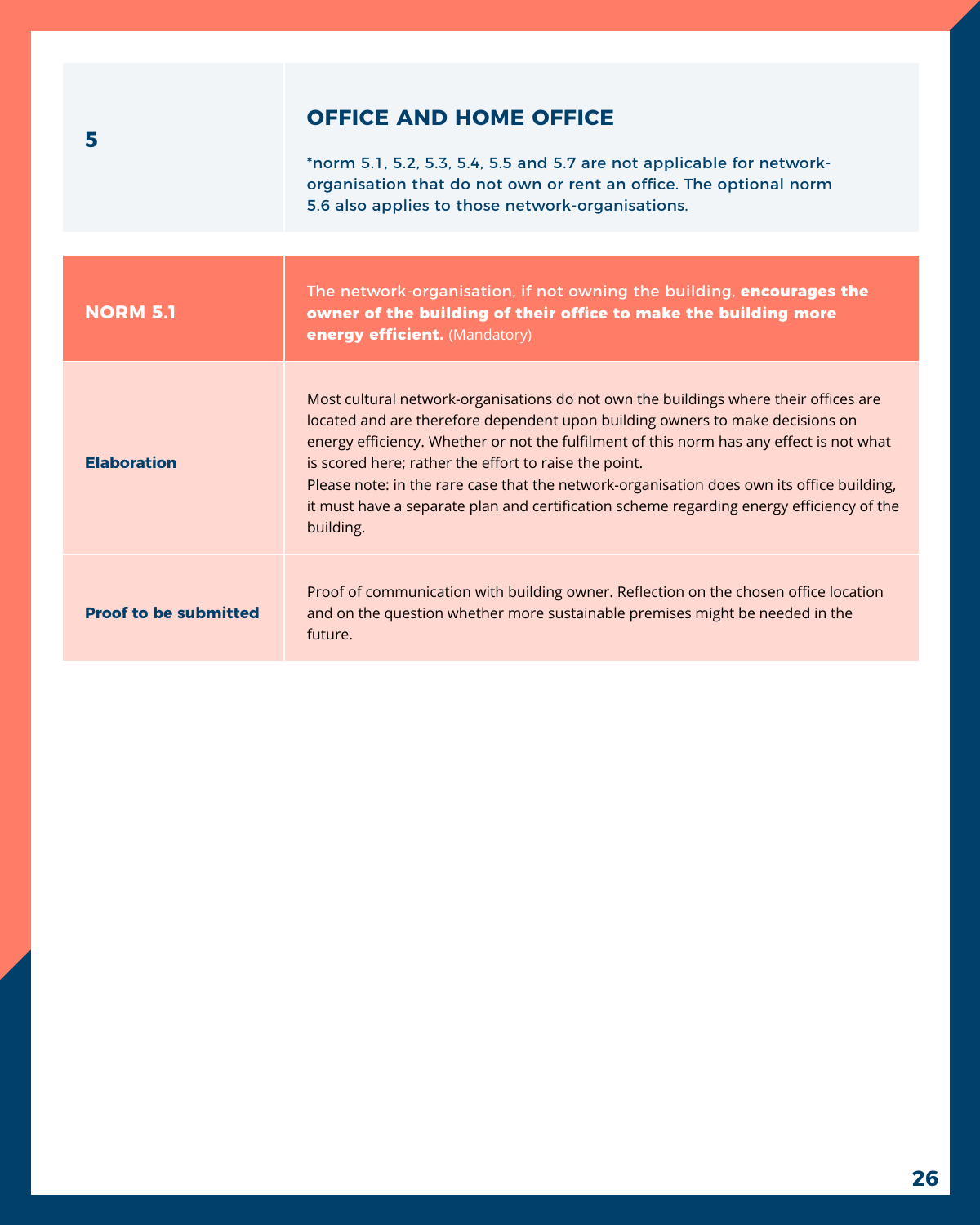| 5 | **OFFICE AND HOME OFFICE**<br><br>*norm 5.1, 5.2, 5.3, 5.4, 5.5 and 5.7 are not applicable for network-organisation that do not own or rent an office. The optional norm 5.6 also applies to those network-organisations. |
|---|---|

| **NORM 5.1** | The network-organisation, if not owning the building, **encourages the owner of the building of their office to make the building more energy efficient.** (Mandatory) |
|---|---|
| **Elaboration** | Most cultural network-organisations do not own the buildings where their offices are located and are therefore dependent upon building owners to make decisions on energy efficiency. Whether or not the fulfilment of this norm has any effect is not what is scored here; rather the effort to raise the point.<br>Please note: in the rare case that the network-organisation does own its office building, it must have a separate plan and certification scheme regarding energy efficiency of the building. |
| **Proof to be submitted** | Proof of communication with building owner. Reflection on the chosen office location and on the question whether more sustainable premises might be needed in the future. |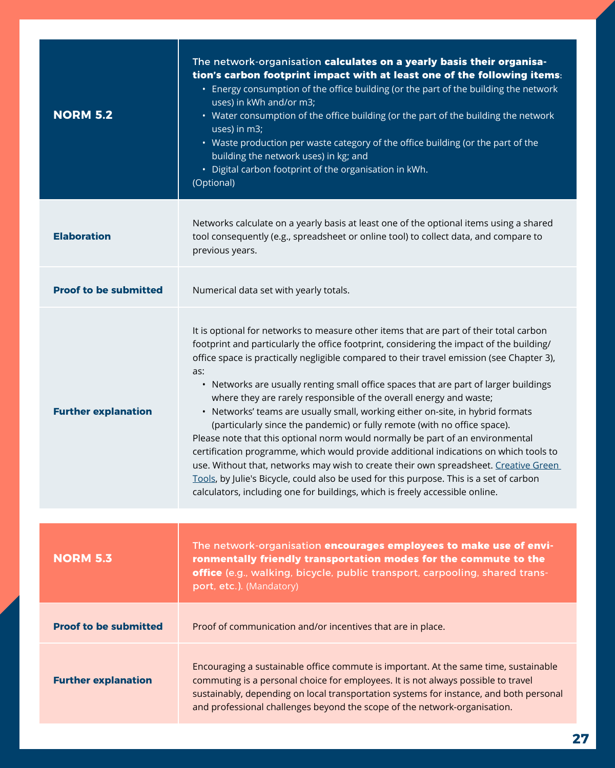| **NORM 5.2** | The network-organisation **calculates on a yearly basis their organisation's carbon footprint impact with at least one of the following items**:<br>• Energy consumption of the office building (or the part of the building the network uses) in kWh and/or m3;<br>• Water consumption of the office building (or the part of the building the network uses) in m3;<br>• Waste production per waste category of the office building (or the part of the building the network uses) in kg; and<br>• Digital carbon footprint of the organisation in kWh.<br>(Optional) |
|---|---|
| **Elaboration** | Networks calculate on a yearly basis at least one of the optional items using a shared tool consequently (e.g., spreadsheet or online tool) to collect data, and compare to previous years. |
| **Proof to be submitted** | Numerical data set with yearly totals. |
| **Further explanation** | It is optional for networks to measure other items that are part of their total carbon footprint and particularly the office footprint, considering the impact of the building/ office space is practically negligible compared to their travel emission (see Chapter 3), as:<br>• Networks are usually renting small office spaces that are part of larger buildings where they are rarely responsible of the overall energy and waste;<br>• Networks' teams are usually small, working either on-site, in hybrid formats (particularly since the pandemic) or fully remote (with no office space).<br>Please note that this optional norm would normally be part of an environmental certification programme, which would provide additional indications on which tools to use. Without that, networks may wish to create their own spreadsheet. Creative Green Tools, by Julie's Bicycle, could also be used for this purpose. This is a set of carbon calculators, including one for buildings, which is freely accessible online. |

| **NORM 5.3** | The network-organisation **encourages employees to make use of environmentally friendly transportation modes for the commute to the office** (e.g., walking, bicycle, public transport, carpooling, shared transport, etc.). (Mandatory) |
|---|---|
| **Proof to be submitted** | Proof of communication and/or incentives that are in place. |
| **Further explanation** | Encouraging a sustainable office commute is important. At the same time, sustainable commuting is a personal choice for employees. It is not always possible to travel sustainably, depending on local transportation systems for instance, and both personal and professional challenges beyond the scope of the network-organisation. |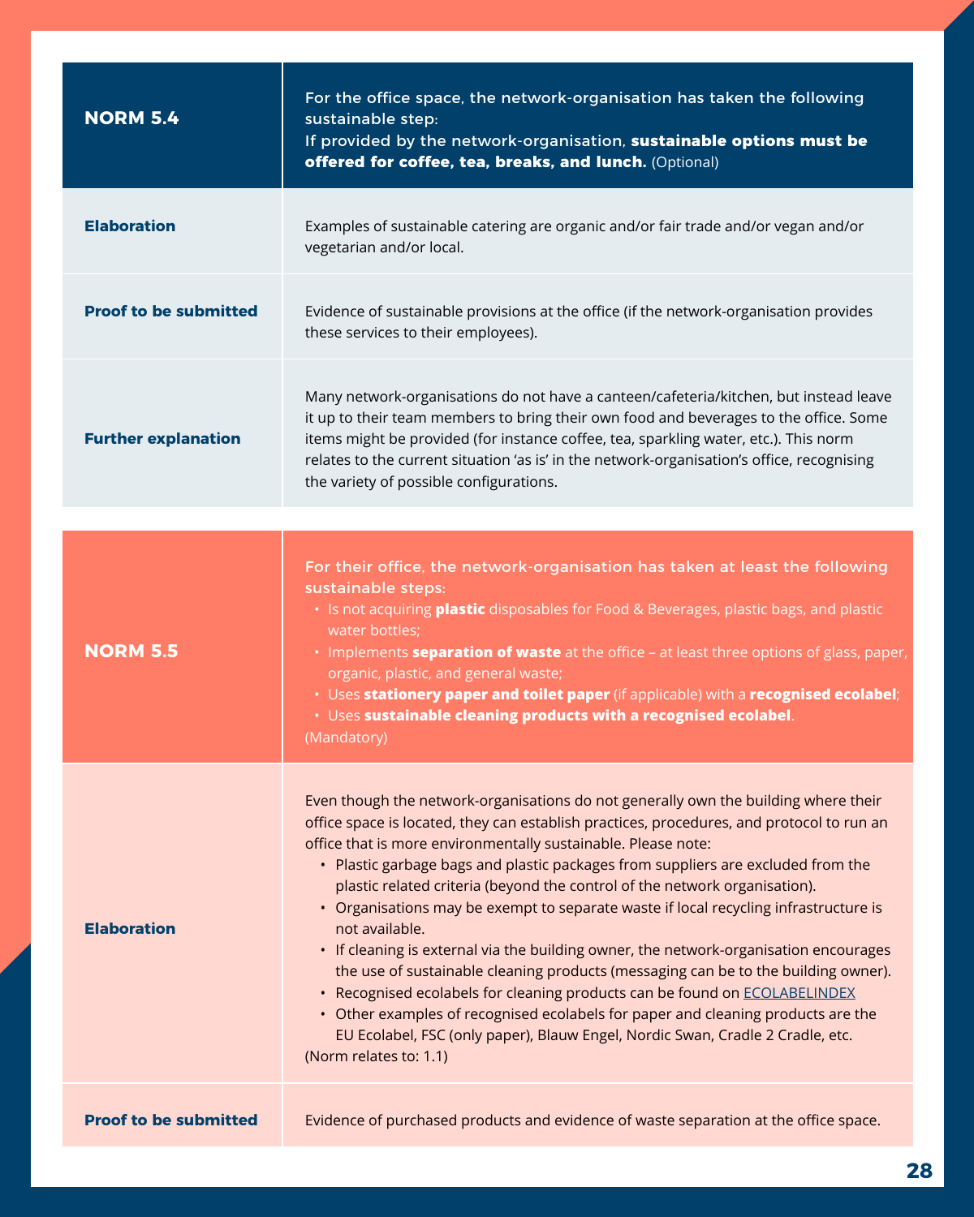| **NORM 5.4** | For the office space, the network-organisation has taken the following sustainable step:<br>If provided by the network-organisation, **sustainable options must be offered for coffee, tea, breaks, and lunch.** (Optional) |
|---|---|
| **Elaboration** | Examples of sustainable catering are organic and/or fair trade and/or vegan and/or vegetarian and/or local. |
| **Proof to be submitted** | Evidence of sustainable provisions at the office (if the network-organisation provides these services to their employees). |
| **Further explanation** | Many network-organisations do not have a canteen/cafeteria/kitchen, but instead leave it up to their team members to bring their own food and beverages to the office. Some items might be provided (for instance coffee, tea, sparkling water, etc.). This norm relates to the current situation 'as is' in the network-organisation's office, recognising the variety of possible configurations. |

| **NORM 5.5** | For their office, the network-organisation has taken at least the following sustainable steps:<br>• Is not acquiring **plastic** disposables for Food & Beverages, plastic bags, and plastic water bottles;<br>• Implements **separation of waste** at the office – at least three options of glass, paper, organic, plastic, and general waste;<br>• Uses **stationery paper and toilet paper** (if applicable) with a **recognised ecolabel**;<br>• Uses **sustainable cleaning products with a recognised ecolabel**.<br>(Mandatory) |
|---|---|
| **Elaboration** | Even though the network-organisations do not generally own the building where their office space is located, they can establish practices, procedures, and protocol to run an office that is more environmentally sustainable. Please note:<br>• Plastic garbage bags and plastic packages from suppliers are excluded from the plastic related criteria (beyond the control of the network organisation).<br>• Organisations may be exempt to separate waste if local recycling infrastructure is not available.<br>• If cleaning is external via the building owner, the network-organisation encourages the use of sustainable cleaning products (messaging can be to the building owner).<br>• Recognised ecolabels for cleaning products can be found on ECOLABELINDEX<br>• Other examples of recognised ecolabels for paper and cleaning products are the EU Ecolabel, FSC (only paper), Blauw Engel, Nordic Swan, Cradle 2 Cradle, etc.<br>(Norm relates to: 1.1) |
| **Proof to be submitted** | Evidence of purchased products and evidence of waste separation at the office space. |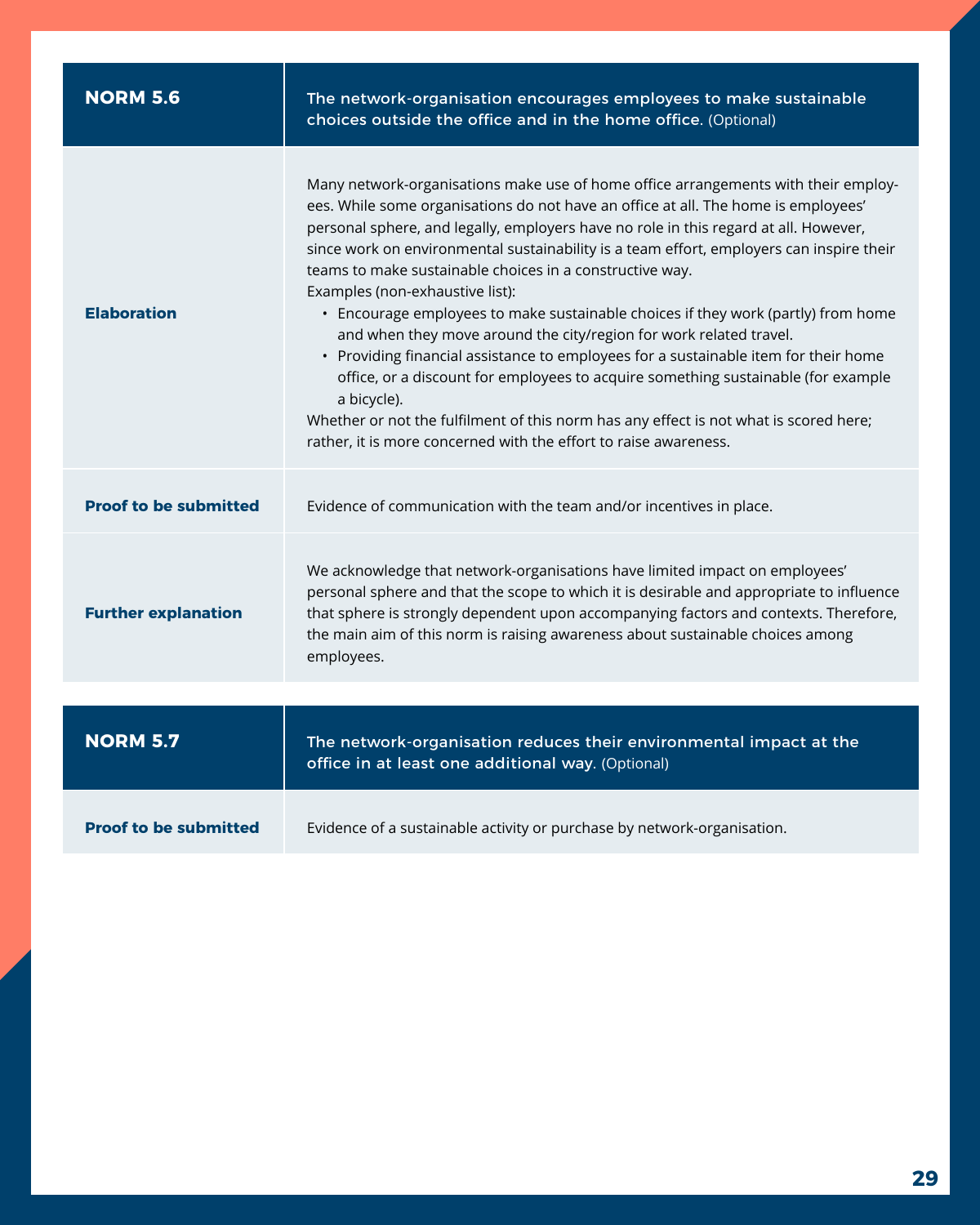| NORM 5.6 | The network-organisation encourages employees to make sustainable choices outside the office and in the home office. (Optional) |
|---|---|
| **Elaboration** | Many network-organisations make use of home office arrangements with their employees. While some organisations do not have an office at all. The home is employees' personal sphere, and legally, employers have no role in this regard at all. However, since work on environmental sustainability is a team effort, employers can inspire their teams to make sustainable choices in a constructive way.<br>Examples (non-exhaustive list):<br>• Encourage employees to make sustainable choices if they work (partly) from home and when they move around the city/region for work related travel.<br>• Providing financial assistance to employees for a sustainable item for their home office, or a discount for employees to acquire something sustainable (for example a bicycle).<br>Whether or not the fulfilment of this norm has any effect is not what is scored here; rather, it is more concerned with the effort to raise awareness. |
| **Proof to be submitted** | Evidence of communication with the team and/or incentives in place. |
| **Further explanation** | We acknowledge that network-organisations have limited impact on employees' personal sphere and that the scope to which it is desirable and appropriate to influence that sphere is strongly dependent upon accompanying factors and contexts. Therefore, the main aim of this norm is raising awareness about sustainable choices among employees. |

| NORM 5.7 | The network-organisation reduces their environmental impact at the office in at least one additional way. (Optional) |
|---|---|
| **Proof to be submitted** | Evidence of a sustainable activity or purchase by network-organisation. |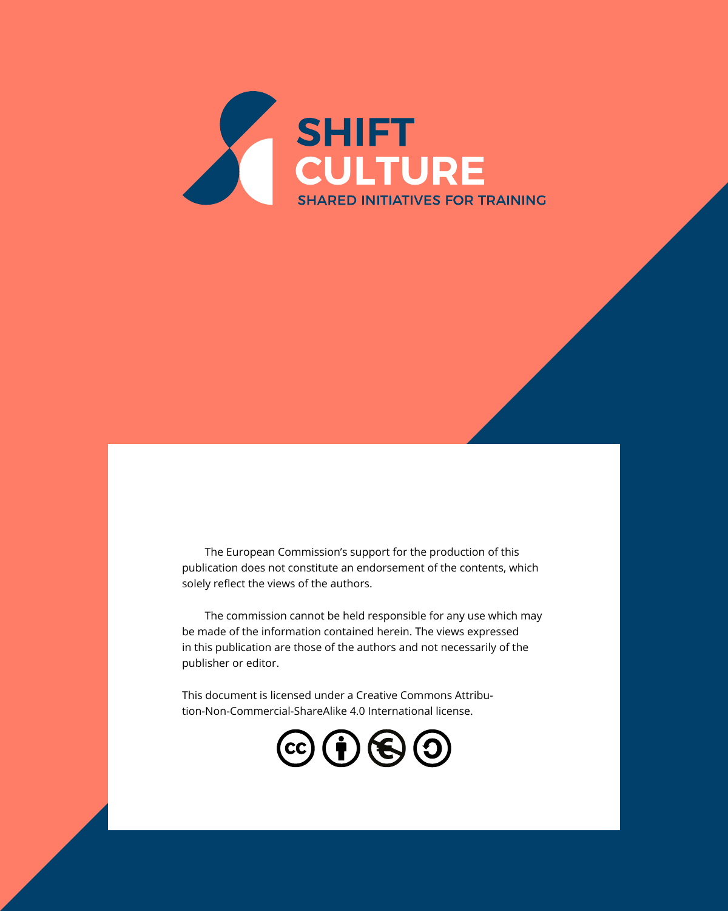# SHIFT CULTURE

SHARED INITIATIVES FOR TRAINING

The European Commission's support for the production of this publication does not constitute an endorsement of the contents, which solely reflect the views of the authors.

The commission cannot be held responsible for any use which may be made of the information contained herein. The views expressed in this publication are those of the authors and not necessarily of the publisher or editor.

This document is licensed under a Creative Commons Attribution-Non-Commercial-ShareAlike 4.0 International license.